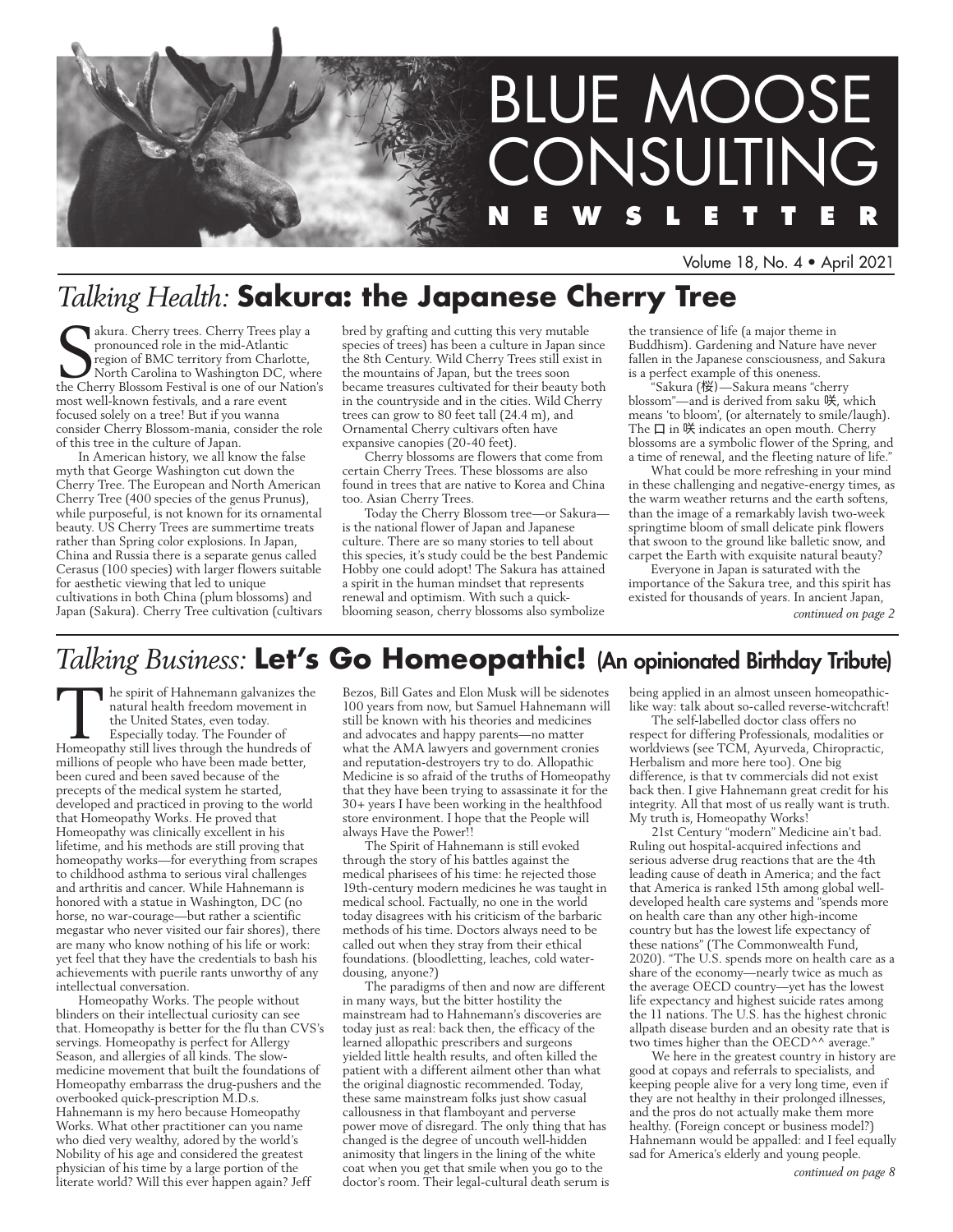# BLUE MOOSE CONSULTING NEWSLETTER

Volume 18, No. 4 • April 2021

## *Talking Health:* **Sakura: the Japanese Cherry Tree**

Sakura. Cherry trees. Cherry Trees play a pronounced role in the mid-Atlantic region of BMC territory from Charlotte, North Carolina to Washington DC, where the Cherry Blossom Festival is one of our Nation's most well-known festivals, and a rare event focused solely on a tree! But if you wanna consider Cherry Blossom-mania, consider the role of this tree in the culture of Japan.

In American history, we all know the false myth that George Washington cut down the Cherry Tree. The European and North American Cherry Tree (400 species of the genus Prunus), while purposeful, is not known for its ornamental beauty. US Cherry Trees are summertime treats rather than Spring color explosions. In Japan, China and Russia there is a separate genus called Cerasus (100 species) with larger flowers suitable for aesthetic viewing that led to unique cultivations in both China (plum blossoms) and Japan (Sakura). Cherry Tree cultivation (cultivars bred by grafting and cutting this very mutable species of trees) has been a culture in Japan since the 8th Century. Wild Cherry Trees still exist in the mountains of Japan, but the trees soon became treasures cultivated for their beauty both in the countryside and in the cities. Wild Cherry trees can grow to 80 feet tall (24.4 m), and Ornamental Cherry cultivars often have expansive canopies (20-40 feet).

Cherry blossoms are flowers that come from certain Cherry Trees. These blossoms are also found in trees that are native to Korea and China too. Asian Cherry Trees.

Today the Cherry Blossom tree—or Sakura—is the national flower of Japan and Japanese culture. There are so many stories to tell about this species, it's study could be the best Pandemic Hobby one could adopt! The Sakura has attained a spirit in the human mindset that represents renewal and optimism. With such a quick-blooming season, cherry blossoms also symbolize the transience of life (a major theme in Buddhism). Gardening and Nature have never fallen in the Japanese consciousness, and Sakura is a perfect example of this oneness.

"Sakura (桜)—Sakura means "cherry blossom"—and is derived from saku 咲, which means 'to bloom', (or alternately to smile/laugh). The 口 in 咲 indicates an open mouth. Cherry blossoms are a symbolic flower of the Spring, and a time of renewal, and the fleeting nature of life."

What could be more refreshing in your mind in these challenging and negative-energy times, as the warm weather returns and the earth softens, than the image of a remarkably lavish two-week springtime bloom of small delicate pink flowers that swoon to the ground like balletic snow, and carpet the Earth with exquisite natural beauty?

Everyone in Japan is saturated with the importance of the Sakura tree, and this spirit has existed for thousands of years. In ancient Japan,

*continued on page 2*

## *Talking Business:* **Let's Go Homeopathic! (An opinionated Birthday Tribute)**

The spirit of Hahnemann galvanizes the natural health freedom movement in the United States, even today. Especially today. The Founder of Homeopathy still lives through the hundreds of millions of people who have been made better, been cured and been saved because of the precepts of the medical system he started, developed and practiced in proving to the world that Homeopathy Works. He proved that Homeopathy was clinically excellent in his lifetime, and his methods are still proving that homeopathy works—for everything from scrapes to childhood asthma to serious viral challenges and arthritis and cancer. While Hahnemann is honored with a statue in Washington, DC (no horse, no war-courage—but rather a scientific megastar who never visited our fair shores), there are many who know nothing of his life or work: yet feel that they have the credentials to bash his achievements with puerile rants unworthy of any intellectual conversation.

Homeopathy Works. The people without blinders on their intellectual curiosity can see that. Homeopathy is better for the flu than CVS's servings. Homeopathy is perfect for Allergy Season, and allergies of all kinds. The slow-medicine movement that built the foundations of Homeopathy embarrass the drug-pushers and the overbooked quick-prescription M.D.s. Hahnemann is my hero because Homeopathy Works. What other practitioner can you name who died very wealthy, adored by the world's Nobility of his age and considered the greatest physician of his time by a large portion of the literate world? Will this ever happen again? Jeff Bezos, Bill Gates and Elon Musk will be sidenotes 100 years from now, but Samuel Hahnemann will still be known with his theories and medicines and advocates and happy parents—no matter what the AMA lawyers and government cronies and reputation-destroyers try to do. Allopathic Medicine is so afraid of the truths of Homeopathy that they have been trying to assassinate it for the 30+ years I have been working in the healthfood store environment. I hope that the People will always Have the Power!!

The Spirit of Hahnemann is still evoked through the story of his battles against the medical pharisees of his time: he rejected those 19th-century modern medicines he was taught in medical school. Factually, no one in the world today disagrees with his criticism of the barbaric methods of his time. Doctors always need to be called out when they stray from their ethical foundations. (bloodletting, leaches, cold water-dousing, anyone?)

The paradigms of then and now are different in many ways, but the bitter hostility the mainstream had to Hahnemann's discoveries are today just as real: back then, the efficacy of the learned allopathic prescribers and surgeons yielded little health results, and often killed the patient with a different ailment other than what the original diagnostic recommended. Today, these same mainstream folks just show casual callousness in that flamboyant and perverse power move of disregard. The only thing that has changed is the degree of uncouth well-hidden animosity that lingers in the lining of the white coat when you get that smile when you go to the doctor's room. Their legal-cultural death serum is being applied in an almost unseen homeopathic-like way: talk about so-called reverse-witchcraft!

The self-labelled doctor class offers no respect for differing Professionals, modalities or worldviews (see TCM, Ayurveda, Chiropractic, Herbalism and more here too). One big difference, is that tv commercials did not exist back then. I give Hahnemann great credit for his integrity. All that most of us really want is truth. My truth is, Homeopathy Works!

21st Century "modern" Medicine ain't bad. Ruling out hospital-acquired infections and serious adverse drug reactions that are the 4th leading cause of death in America; and the fact that America is ranked 15th among global well-developed health care systems and "spends more on health care than any other high-income country but has the lowest life expectancy of these nations" (The Commonwealth Fund, 2020). "The U.S. spends more on health care as a share of the economy—nearly twice as much as the average OECD country—yet has the lowest life expectancy and highest suicide rates among the 11 nations. The U.S. has the highest chronic allpath disease burden and an obesity rate that is two times higher than the OECD^^ average."

We here in the greatest country in history are good at copays and referrals to specialists, and keeping people alive for a very long time, even if they are not healthy in their prolonged illnesses, and the pros do not actually make them more healthy. (Foreign concept or business model?) Hahnemann would be appalled: and I feel equally sad for America's elderly and young people.

*continued on page 8*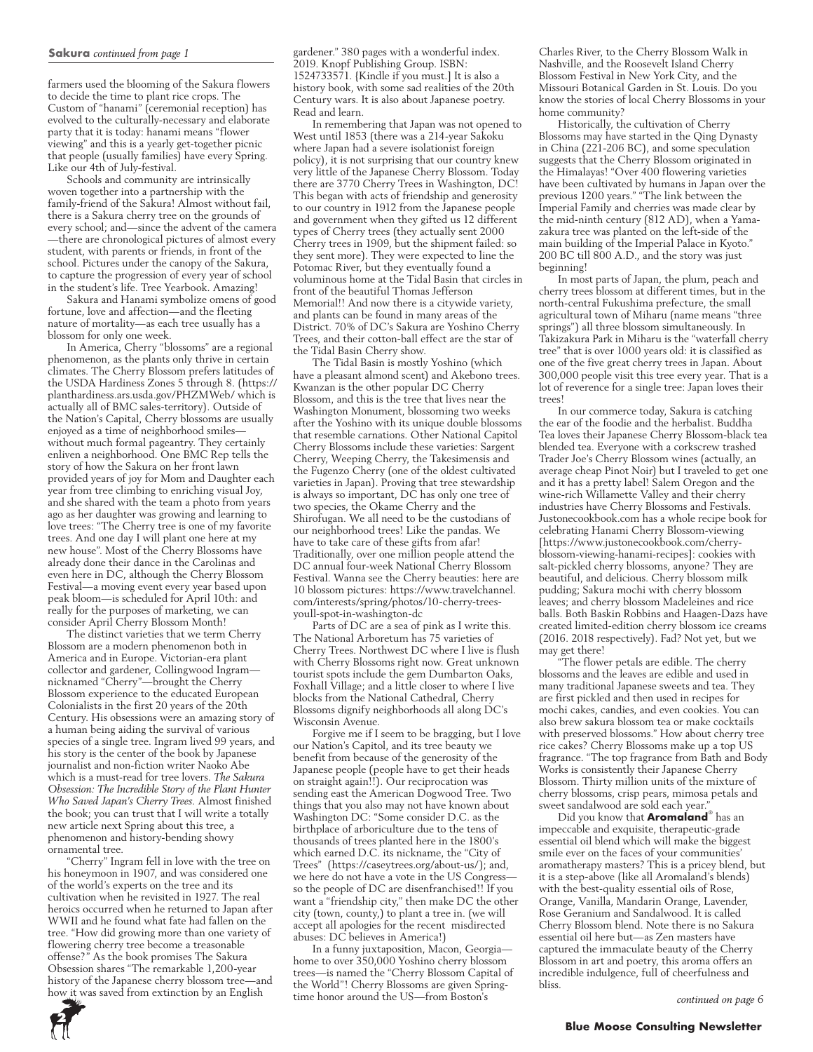**Sakura** *continued from page 1*

farmers used the blooming of the Sakura flowers to decide the time to plant rice crops. The Custom of "hanami" (ceremonial reception) has evolved to the culturally-necessary and elaborate party that it is today: hanami means "flower viewing" and this is a yearly get-together picnic that people (usually families) have every Spring. Like our 4th of July-festival.

Schools and community are intrinsically woven together into a partnership with the family-friend of the Sakura! Almost without fail, there is a Sakura cherry tree on the grounds of every school; and—since the advent of the camera—there are chronological pictures of almost every student, with parents or friends, in front of the school. Pictures under the canopy of the Sakura, to capture the progression of every year of school in the student's life. Tree Yearbook. Amazing!

Sakura and Hanami symbolize omens of good fortune, love and affection—and the fleeting nature of mortality—as each tree usually has a blossom for only one week.

In America, Cherry "blossoms" are a regional phenomenon, as the plants only thrive in certain climates. The Cherry Blossom prefers latitudes of the USDA Hardiness Zones 5 through 8. (https://planthardiness.ars.usda.gov/PHZMWeb/ which is actually all of BMC sales-territory). Outside of the Nation's Capital, Cherry blossoms are usually enjoyed as a time of neighborhood smiles—without much formal pageantry. They certainly enliven a neighborhood. One BMC Rep tells the story of how the Sakura on her front lawn provided years of joy for Mom and Daughter each year from tree climbing to enriching visual Joy, and she shared with the team a photo from years ago as her daughter was growing and learning to love trees: "The Cherry tree is one of my favorite trees. And one day I will plant one here at my new house". Most of the Cherry Blossoms have already done their dance in the Carolinas and even here in DC, although the Cherry Blossom Festival—a moving event every year based upon peak bloom—is scheduled for April 10th: and really for the purposes of marketing, we can consider April Cherry Blossom Month!

The distinct varieties that we term Cherry Blossom are a modern phenomenon both in America and in Europe. Victorian-era plant collector and gardener, Collingwood Ingram—nicknamed "Cherry"—brought the Cherry Blossom experience to the educated European Colonialists in the first 20 years of the 20th Century. His obsessions were an amazing story of a human being aiding the survival of various species of a single tree. Ingram lived 99 years, and his story is the center of the book by Japanese journalist and non-fiction writer Naoko Abe which is a must-read for tree lovers. *The Sakura Obsession: The Incredible Story of the Plant Hunter Who Saved Japan's Cherry Trees*. Almost finished the book; you can trust that I will write a totally new article next Spring about this tree, a phenomenon and history-bending showy ornamental tree.

"Cherry" Ingram fell in love with the tree on his honeymoon in 1907, and was considered one of the world's experts on the tree and its cultivation when he revisited in 1927. The real heroics occurred when he returned to Japan after WWII and he found what fate had fallen on the tree. "How did growing more than one variety of flowering cherry tree become a treasonable offense?" As the book promises The Sakura Obsession shares "The remarkable 1,200-year history of the Japanese cherry blossom tree—and how it was saved from extinction by an English gardener." 380 pages with a wonderful index. 2019. Knopf Publishing Group. ISBN: 1524733571. [Kindle if you must.] It is also a history book, with some sad realities of the 20th Century wars. It is also about Japanese poetry. Read and learn.

In remembering that Japan was not opened to West until 1853 (there was a 214-year Sakoku where Japan had a severe isolationist foreign policy), it is not surprising that our country knew very little of the Japanese Cherry Blossom. Today there are 3770 Cherry Trees in Washington, DC! This began with acts of friendship and generosity to our country in 1912 from the Japanese people and government when they gifted us 12 different types of Cherry trees (they actually sent 2000 Cherry trees in 1909, but the shipment failed: so they sent more). They were expected to line the Potomac River, but they eventually found a voluminous home at the Tidal Basin that circles in front of the beautiful Thomas Jefferson Memorial!! And now there is a citywide variety, and plants can be found in many areas of the District. 70% of DC's Sakura are Yoshino Cherry Trees, and their cotton-ball effect are the star of the Tidal Basin Cherry show.

The Tidal Basin is mostly Yoshino (which have a pleasant almond scent) and Akebono trees. Kwanzan is the other popular DC Cherry Blossom, and this is the tree that lives near the Washington Monument, blossoming two weeks after the Yoshino with its unique double blossoms that resemble carnations. Other National Capitol Cherry Blossoms include these varieties: Sargent Cherry, Weeping Cherry, the Takesimensis and the Fugenzo Cherry (one of the oldest cultivated varieties in Japan). Proving that tree stewardship is always so important, DC has only one tree of two species, the Okame Cherry and the Shirofugan. We all need to be the custodians of our neighborhood trees! Like the pandas. We have to take care of these gifts from afar! Traditionally, over one million people attend the DC annual four-week National Cherry Blossom Festival. Wanna see the Cherry beauties: here are 10 blossom pictures: https://www.travelchannel.com/interests/spring/photos/10-cherry-trees-youll-spot-in-washington-dc

Parts of DC are a sea of pink as I write this. The National Arboretum has 75 varieties of Cherry Trees. Northwest DC where I live is flush with Cherry Blossoms right now. Great unknown tourist spots include the gem Dumbarton Oaks, Foxhall Village; and a little closer to where I live blocks from the National Cathedral, Cherry Blossoms dignify neighborhoods all along DC's Wisconsin Avenue.

Forgive me if I seem to be bragging, but I love our Nation's Capitol, and its tree beauty we benefit from because of the generosity of the Japanese people (people have to get their heads on straight again!!). Our reciprocation was sending east the American Dogwood Tree. Two things that you also may not have known about Washington DC: "Some consider D.C. as the birthplace of arboriculture due to the tens of thousands of trees planted here in the 1800's which earned D.C. its nickname, the "City of Trees" (https://caseytrees.org/about-us/); and, we here do not have a vote in the US Congress—so the people of DC are disenfranchised!! If you want a "friendship city," then make DC the other city (town, county,) to plant a tree in. (we will accept all apologies for the recent misdirected abuses: DC believes in America!)

In a funny juxtaposition, Macon, Georgia—home to over 350,000 Yoshino cherry blossom trees—is named the "Cherry Blossom Capital of the World"! Cherry Blossoms are given Spring-time honor around the US—from Boston's Charles River, to the Cherry Blossom Walk in Nashville, and the Roosevelt Island Cherry Blossom Festival in New York City, and the Missouri Botanical Garden in St. Louis. Do you know the stories of local Cherry Blossoms in your home community?

Historically, the cultivation of Cherry Blossoms may have started in the Qing Dynasty in China (221-206 BC), and some speculation suggests that the Cherry Blossom originated in the Himalayas! "Over 400 flowering varieties have been cultivated by humans in Japan over the previous 1200 years." "The link between the Imperial Family and cherries was made clear by the mid-ninth century (812 AD), when a Yama-zakura tree was planted on the left-side of the main building of the Imperial Palace in Kyoto." 200 BC till 800 A.D., and the story was just beginning!

In most parts of Japan, the plum, peach and cherry trees blossom at different times, but in the north-central Fukushima prefecture, the small agricultural town of Miharu (name means "three springs") all three blossom simultaneously. In Takizakura Park in Miharu is the "waterfall cherry tree" that is over 1000 years old: it is classified as one of the five great cherry trees in Japan. About 300,000 people visit this tree every year. That is a lot of reverence for a single tree: Japan loves their trees!

In our commerce today, Sakura is catching the ear of the foodie and the herbalist. Buddha Tea loves their Japanese Cherry Blossom-black tea blended tea. Everyone with a corkscrew trashed Trader Joe's Cherry Blossom wines (actually, an average cheap Pinot Noir) but I traveled to get one and it has a pretty label! Salem Oregon and the wine-rich Willamette Valley and their cherry industries have Cherry Blossoms and Festivals. Justonecookbook.com has a whole recipe book for celebrating Hanami Cherry Blossom-viewing [https://www.justonecookbook.com/cherry-blossom-viewing-hanami-recipes]: cookies with salt-pickled cherry blossoms, anyone? They are beautiful, and delicious. Cherry blossom milk pudding; Sakura mochi with cherry blossom leaves; and cherry blossom Madeleines and rice balls. Both Baskin Robbins and Haagen-Dazs have created limited-edition cherry blossom ice creams (2016. 2018 respectively). Fad? Not yet, but we may get there!

"The flower petals are edible. The cherry blossoms and the leaves are edible and used in many traditional Japanese sweets and tea. They are first pickled and then used in recipes for mochi cakes, candies, and even cookies. You can also brew sakura blossom tea or make cocktails with preserved blossoms." How about cherry tree rice cakes? Cherry Blossoms make up a top US fragrance. "The top fragrance from Bath and Body Works is consistently their Japanese Cherry Blossom. Thirty million units of the mixture of cherry blossoms, crisp pears, mimosa petals and sweet sandalwood are sold each year."

Did you know that **Aromaland**® has an impeccable and exquisite, therapeutic-grade essential oil blend which will make the biggest smile ever on the faces of your communities' aromatherapy masters? This is a pricey blend, but it is a step-above (like all Aromaland's blends) with the best-quality essential oils of Rose, Orange, Vanilla, Mandarin Orange, Lavender, Rose Geranium and Sandalwood. It is called Cherry Blossom blend. Note there is no Sakura essential oil here but—as Zen masters have captured the immaculate beauty of the Cherry Blossom in art and poetry, this aroma offers an incredible indulgence, full of cheerfulness and bliss.

*continued on page 6*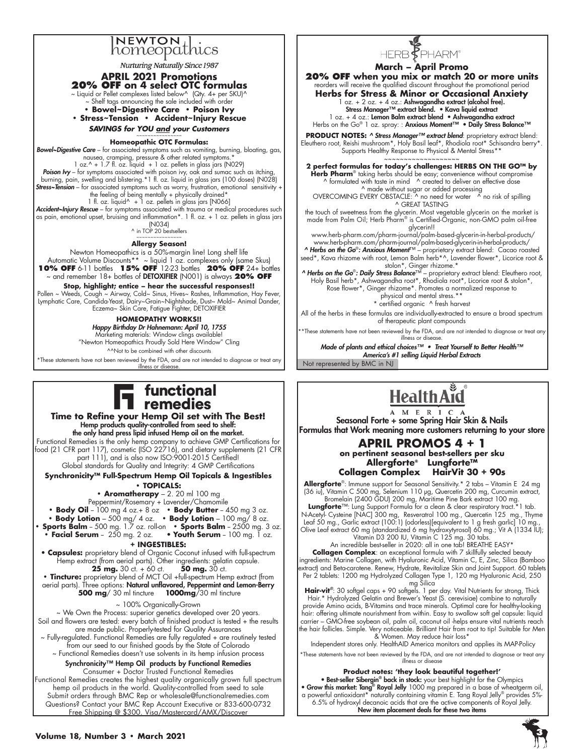# Newton homeopathics

*Nurturing Naturally Since 1987*

## APRIL 2021 Promotions

## 20% OFF on 4 select OTC formulas

~ Liquid or Pellet complexes listed below^ (Qty. 4+ per SKU)^
~ Shelf tags announcing the sale included with order

**• Bowel~Digestive Care • Poison Ivy**
**• Stress~Tension • Accident~Injury Rescue**

***SAVINGS for YOU and your Customers***

~~~~~~~~~~~~~~~~

**Homeopathic OTC Formulas:**

***Bowel~Digestive Care*** – for associated symptoms such as vomiting, burning, bloating, gas, nausea, cramping, pressure & other related symptoms.* 1 oz.^ + 1.7 fl. oz. liquid + 1 oz. pellets in glass jars (N029)

***Poison Ivy*** – for symptoms associated with poison ivy, oak and sumac such as itching, burning, pain, swelling and blistering.*1 fl. oz. liquid in glass jars (100 doses) (N028)

***Stress~Tension*** – for associated symptoms such as worry, frustration, emotional sensitivity + the feeling of being mentally + physically drained* 1 fl. oz. liquid^ + 1 oz. pellets in glass jars [N066]

***Accident~Injury Rescue*** – for symptoms associated with trauma or medical procedures such as pain, emotional upset, bruising and inflammation*. 1 fl. oz. + 1 oz. pellets in glass jars (N034)

^ in TOP 20 bestsellers

~~~~~~~~~~~~~~~~

**Allergy Season!**

Newton Homeopathics is a 50%-margin line! Long shelf life
Automatic Volume Discounts** ~ liquid 1 oz. complexes only (same Skus)
**10% OFF** 6-11 bottles **15% OFF** 12-23 bottles **20% OFF** 24+ bottles
~ and remember 18+ bottles of **DETOXIFIER** (N001) is always **20% OFF**

**Stop, highlight; entice – hear the successful responses!!**

Pollen ~ Weeds, Cough ~ Airway, Cold~ Sinus, Hives~ Rashes, Inflammation, Hay Fever, Lymphatic Care, Candida-Yeast, Dairy~Grain~Nightshade, Dust~ Mold~ Animal Dander, Eczema~ Skin Care, Fatigue Fighter, DETOXIFIER

**HOMEOPATHY WORKS!!**

***Happy Birthday Dr Hahnemann: April 10, 1755***

Marketing materials: Window clings available!
"Newton Homeopathics Proudly Sold Here Window" Cling

^^Not to be combined with other discounts

*These statements have not been reviewed by the FDA, and are not intended to diagnose or treat any illness or disease.

---

# HERB PHARM®

## March – April Promo

**20% OFF when you mix or match 20 or more units**
reorders will receive the qualified discount throughout the promotional period

**Herbs for Stress & Minor or Occasional Anxiety**

1 oz. + 2 oz. + 4 oz.: **Ashwagandha extract (alcohol free).**
**Stress Manager™ extract blend. • Kava liquid extract**
1 oz. + 4 oz.: **Lemon Balm extract blend • Ashwagandha extract**
Herbs on the Go® 1 oz. spray: : **Anxious Moment™ • Daily Stress Balance™**

**PRODUCT NOTES: *^ Stress Manager™ extract blend***: proprietary extract blend: Eleuthero root, Reishi mushroom*, Holy Basil leaf*, Rhodiola root* Schisandra berry*. Supports Healthy Response to Physical & Mental Stress**

~~~~~~~~~~~~~~~~~~~

**2 perfect formulas for today's challenges: HERBS ON THE GO™ by Herb Pharm®** taking herbs should be easy; convenience without compromise
^ formulated with taste in mind ^ created to deliver an effective dose
^ made without sugar or added processing
OVERCOMING EVERY OBSTACLE: ^ no need for water ^ no risk of spilling
^ GREAT TASTING

the touch of sweetness from the glycerin. Most vegetable glycerin on the market is made from Palm Oil; Herb Pharm® is Certified-Organic, non-GMO palm oil-free glycerin!!

www.herb-pharm.com/pharm-journal/palm-based-glycerin-in-herbal-products/
www.herb-pharm.com/pharm-journal/palm-based-glycerin-in-herbal-products/

***^ Herbs on the Go®: Anxious Moment™*** – proprietary extract blend: Cacao roasted seed*, Kava rhizome with root, Lemon Balm herb*^, Lavender flower*, Licorice root & stolon*, Ginger rhizome.*

***^ Herbs on the Go®: Daily Stress Balance™*** – proprietary extract blend: Eleuthero root, Holy Basil herb*, Ashwagandha root*, Rhodiola root*, Licorice root & stolon*, Rose flower*, Ginger rhizome*. Promotes a normalized response to physical and mental stress.**

* certified organic ^ fresh harvest

All of the herbs in these formulas are individually-extracted to ensure a broad spectrum of therapeutic plant compounds

**These statements have not been reviewed by the FDA, and are not intended to diagnose or treat any illness or disease.

***Made of plants and ethical choices™ • Treat Yourself to Better Health™***
***America's #1 selling Liquid Herbal Extracts***

Not represented by BMC in NJ

---

# functional remedies

## Time to Refine your Hemp Oil set with The Best!

**Hemp products quality-controlled from seed to shelf: the only hand press lipid infused Hemp oil on the market.**

Functional Remedies is the only hemp company to achieve GMP Certifications for food (21 CFR part 117), cosmetic (ISO 22716), and dietary supplements (21 CFR part 111), and is also now ISO:9001-2015 Certified!
Global standards for Quality and Integrity: 4 GMP Certifications

**Synchronicity™ Full-Spectrum Hemp Oil Topicals & Ingestibles**

**• TOPICALS:**

• **Aromatherapy** – 2. 20 ml 100 mg
Peppermint/Rosemary + Lavender/Chamomile
• **Body Oil** – 100 mg 4 oz.+ 8 oz • **Body Butter** – 450 mg 3 oz.
• **Body Lotion** – 500 mg/ 4 oz. • **Body Lotion** – 100 mg/ 8 oz.
• **Sports Balm** – 500 mg. 1.7 oz. roll-on • **Sports Balm** – 2500 mg. 3 oz.
• **Facial Serum** – 250 mg. 2 oz. • **Youth Serum** – 100 mg. 1 oz.

**+ INGESTIBLES:**

• **Capsules:** proprietary blend of Organic Coconut infused with full-spectrum Hemp extract (from aerial parts). Other ingredients: gelatin capsule.
**25 mg.** 30 ct. + 60 ct. **50 mg.** 30 ct.

• **Tincture:** proprietary blend of MCT Oil +full-spectrum Hemp extract (from aerial parts). Three options: **Natural unflavored, Peppermint and Lemon-Berry**
**500 mg**/ 30 ml tincture **1000mg**/30 ml tincture

~ 100% Organically-Grown
~ We Own the Process: superior genetics developed over 20 years.
Soil and flowers are tested: every batch of finished product is tested + the results are made public. Properly-tested for Quality Assurances
~ Fully-regulated. Functional Remedies are fully regulated + are routinely tested from our seed to our finished goods by the State of Colorado
~ Functional Remedies doesn't use solvents in its hemp infusion process

**Synchronicity™ Hemp Oil products by Functional Remedies**

Consumer + Doctor Trusted Functional Remedies

Functional Remedies creates the highest quality organically grown full spectrum hemp oil products in the world. Quality-controlled from seed to sale
Submit orders through BMC Rep or wholesale@functionalremedies.com
Questions? Contact your BMC Rep Account Executive or 833-600-0732
Free Shipping @ $300. Visa/Mastercard/AMX/Discover

---

# HealthAid® AMERICA

**Seasonal Forte + some Spring Hair Skin & Nails Formulas that Work meaning more customers returning to your store**

## APRIL PROMOS 4 + 1

**on pertinent seasonal best-sellers per sku**
**Allergforte® Lungforte™**
**Collagen Complex HairVit 30 + 90s**

**Allergforte®**: Immune support for Seasonal Sensitivity.* 2 tabs – Vitamin E 24 mg (36 iu), Vitamin C 500 mg, Selenium 110 µg, Quercetin 200 mg, Curcumin extract, Bromelain (2400 GDU) 200 mg, Maritime Pine Bark extract 100 mg.

**Lungforte™**: Lung Support Formula for a clean & clear respiratory tract.*1 tab. N-Acetyl- Cysteine [NAC] 300 mg, Resveratrol 100 mg., Quercetin 125 mg., Thyme Leaf 50 mg., Garlic extract (100:1) (odorless)[equivalent to 1 g fresh garlic] 10 mg., Olive Leaf extract 60 mg (standardized 6 mg hydroxytyrosol) 60 mg.; Vit A (1334 IU); Vitamin D3 200 IU, Vitamin C 125 mg. 30 tabs.
An incredible best-seller in 2020: all in one tab! BREATHE EASY*

**Collagen Complex**: an exceptional formula with 7 skillfully selected beauty ingredients: Marine Collagen, with Hyaluronic Acid, Vitamin C, E, Zinc, Silica (Bamboo extract) and Beta-carotene. Renew, Hydrate, Revitalize Skin and Joint Support. 60 tablets Per 2 tablets: 1200 mg Hydrolyzed Collagen Type 1, 120 mg Hyaluronic Acid, 250 mg Silica

**Hair-vit®**: 30 softgel caps + 90 softgels. 1 per day. Vital Nutrients for strong, Thick Hair.* Hydrolyzed Gelatin and Brewer's Yeast (S. cerevisiae) combine to naturally provide Amino acids, B-Vitamins and trace minerals. Optimal care for healthy-looking hair: offering ultimate nourishment from within. Easy to swallow soft gel capsule: liquid carrier – GMO-free soybean oil, palm oil, coconut oil -helps ensure vital nutrients reach the hair follicles. Simple. Very noticeable. Brilliant Hair from root to tip! Suitable for Men & Women. May reduce hair loss*

Independent stores only. HealthAID America monitors and applies its MAP-Policy

*These statements have not been reviewed by the FDA, and are not intended to diagnose or treat any illness or disease

**Product notes: 'they look beautiful together!'**

• **Best-seller Sibergin® back in stock:** your best highlight for the Olympics
• **Grow this market: Tang® Royal Jelly** 1000 mg prepared in a base of wheatgerm oil, a powerful antioxidant* naturally containing vitamin E. Tang Royal Jelly® provides 5%-6.5% of hydroxyl decanoic acids that are the active components of Royal Jelly.
**New item placement deals for these two items**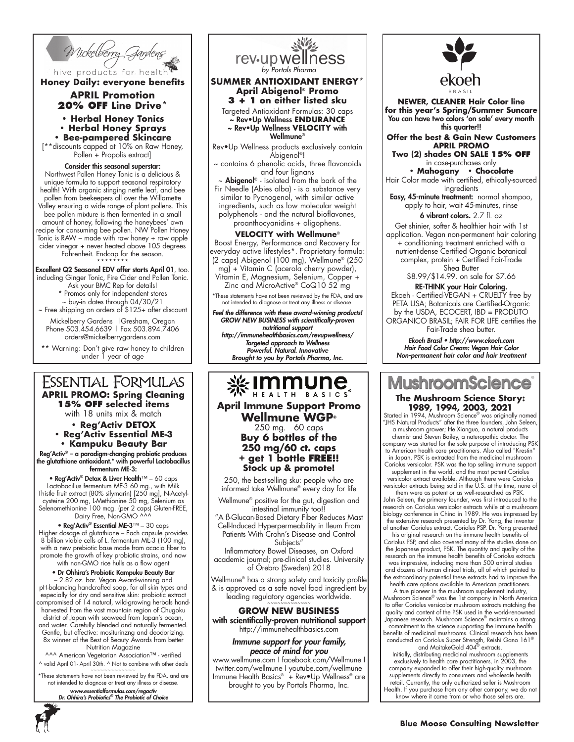# Mickelberry Gardens

hive products for health

**Honey Daily: everyone benefits**

## APRIL Promotion
## 20% OFF Line Drive*

- **Herbal Honey Tonics**
- **Herbal Honey Sprays**
- **Bee-pampered Skincare**

[**discounts capped at 10% on Raw Honey, Pollen + Propolis extract]

**Consider this seasonal superstar:**

Northwest Pollen Honey Tonic is a delicious & unique formula to support seasonal respiratory health! With organic stinging nettle leaf, and bee pollen from beekeepers all over the Willamette Valley ensuring a wide range of plant pollens. This bee pollen mixture is then fermented in a small amount of honey, following the honeybees' own recipe for consuming bee pollen. NW Pollen Honey Tonic is RAW – made with raw honey + raw apple cider vinegar + never heated above 105 degrees Fahrenheit. Endcap for the season.

********

**Excellent Q2 Seasonal EDV offer starts April 01**, too. including Ginger Tonic, Fire Cider and Pollen Tonic. Ask your BMC Rep for details!

* Promos only for independent stores
~ buy-in dates through 04/30/21
~ Free shipping on orders of $125+ after discount

Mickelberry Gardens | Gresham, Oregon
Phone 503.454.6639 | Fax 503.894.7406
orders@mickelberrygardens.com

** Warning: Don't give raw honey to children under 1 year of age

---

# rev•up wellness
*by Portals Pharma*

**SUMMER ANTIOXIDANT ENERGY***
**April Abigenol® Promo**
**3 + 1 on either listed sku**

Targeted Antioxidant Formulas: 30 caps
~ Rev•Up Wellness **ENDURANCE**
~ Rev•Up Wellness **VELOCITY** with Wellmune®

Rev•Up Wellness products exclusively contain Abigenol®!
~ contains 6 phenolic acids, three flavonoids and four lignans
~ **Abigenol®** - isolated from the bark of the Fir Needle (Abies alba) - is a substance very similar to Pycnogenol, with similar active ingredients, such as low molecular weight polyphenols - and the natural bioflavones, proanthocyanidins + oligophens.

**VELOCITY with Wellmune®**

Boost Energy, Performance and Recovery for everyday active lifestyles*. Proprietary formula: (2 caps) Abigenol (100 mg), Wellmune® (250 mg) + Vitamin C (acerola cherry powder), Vitamin E, Magnesium, Selenium, Copper + Zinc and MicroActive® CoQ10 52 mg

*These statements have not been reviewed by the FDA, and are not intended to diagnose or treat any illness or disease.

***Feel the difference with these award-winning products!***
***GROW NEW BUSINESS with scientifically-proven nutritional support***
***http://immunehealthbasics.com/revupwellness/***
***Targeted approach to Wellness***
***Powerful. Natural. Innovative***
***Brought to you by Portals Pharma, Inc.***

---

# ekoeh
BRASIL

**NEWER, CLEANER Hair Color line for this year's Spring/Summer Suncare**
**You can have two colors 'on sale' every month this quarter!!**

**Offer the best & Gain New Customers**
**APRIL PROMO**
**Two (2) shades ON SALE 15% OFF**
in case-purchases only
- **Mahogany**
- **Chocolate**

Hair Color made with certified, ethically-sourced ingredients

**Easy, 45-minute treatment:** normal shampoo, apply to hair, wait 45-minutes, rinse

**6 vibrant colors.** 2.7 fl. oz

Get shinier, softer & healthier hair with 1st application. Vegan non-permanent hair coloring + conditioning treatment enriched with a nutrient-dense Certified Organic botanical complex, protein + Certified Fair-Trade Shea Butter

$8.99/$14.99. on sale for $7.66

**RE-THINK your Hair Coloring.**

Ekoeh - Certified-VEGAN + CRUELTY free by PETA USA; Botanicals are Certified-Organic by the USDA, ECOCERT, IBD = PRODUTO ORGANICO BRASIL; FAIR FOR LIFE certifies the Fair-Trade shea butter.

***Ekoeh Brasil • http://www.ekoeh.com***
***Hair Food Color Cream: Vegan Hair Color***
***Non-permanent hair color and hair treatment***

---

# Essential Formulas

**APRIL PROMO: Spring Cleaning**
**15% OFF selected items**
with 18 units mix & match

- **Reg'Activ DETOX**
- **Reg'Activ Essential ME-3**
- **Kampuku Beauty Bar**

**Reg'Activ® – a paradigm-changing probiotic produces the glutathione antioxidant.* with powerful Lactobacillus fermentum ME-3:**

• **Reg'Activ® Detox & Liver Health™** – 60 caps
Lactobacillus fermentum ME-3 60 mg., with Milk Thistle fruit extract (80% silymarin) [250 mg], N-Acetyl-cysteine 200 mg, L-Methionine 50 mg, Selenium as Selenomethionine 100 mcg. (per 2 caps) Gluten-FREE, Dairy Free, Non-GMO ^^^

• **Reg'Activ® Essential ME-3™** – 30 caps
Higher dosage of glutathione – Each capsule provides 8 billion viable cells of L. fermentum ME-3 (100 mg), with a new prebiotic base made from acacia fiber to promote the growth of key probiotic strains, and now with non-GMO rice hulls as a flow agent

• **Dr Ohhira's Probiotic Kampuku Beauty Bar**
– 2.82 oz. bar. Vegan Award-winning and pH-balancing handcrafted soap, for all skin types and especially for dry and sensitive skin: probiotic extract compromised of 14 natural, wild-growing herbals hand-harvested from the vast mountain region of Chugoku district of Japan with seaweed from Japan's ocean, and water. Carefully blended and naturally fermented. Gentle, but effective: mositurinzng and deodorizing. 8x winner of the Best of Beauty Awards from better Nutrition Magazine

^^^ American Vegetarian Association™ - verified
^ valid April 01- April 30th. ^ Not to combine with other deals

~~~~~~~~~~~~~~~

*These statements have not been reviewed by the FDA, and are not intended to diagnose or treat any illness or disease.

***www.essentialformulas.com/regactiv***
***Dr. Ohhira's Probiotics® The Probiotic of Choice***

---

# Immune Health Basics®

## April Immune Support Promo
## Wellmune WGP®
250 mg. 60 caps

**Buy 6 bottles of the 250 mg/60 ct. caps + get 1 bottle FREE!!**
**Stock up & promote!**

250, the best-selling sku: people who are informed take Wellmune® every day for life

Wellmune® positive for the gut, digestion and intestinal immunity too!!

"A ß-Glucan-Based Dietary Fiber Reduces Mast Cell-Induced Hyperpermeability in Ileum From Patients With Crohn's Disease and Control Subjects"

Inflammatory Bowel Diseases, an Oxford academic journal; pre-clinical studies. University of Örebro (Sweden) 2018

Wellmune® has a strong safety and toxicity profile & is approved as a safe novel food ingredient by leading regulatory agencies worldwide.

~~~~~~~~~~~~~

**GROW NEW BUSINESS**
**with scientifically-proven nutritional support**
http://immunehealthbasics.com

***Immune support for your family, peace of mind for you***

www.wellmune.com | facebook.com/Wellmune | twitter.com/wellmune | youtube.com/wellmune
Immune Health Basics® + Rev•Up Wellness® are brought to you by Portals Pharma, Inc.

---

# MushroomScience®

**The Mushroom Science Story: 1989, 1994, 2003, 2021**

Started in 1994, Mushroom Science® was originally named "JHS Natural Products" after the three founders, John Seleen, a mushroom grower; He Xianguo, a natural products chemist and Steven Bailey, a naturopathic doctor. The company was started for the sole purpose of introducing PSK to American health care practitioners. Also called "Krestin" in Japan, PSK is extracted from the medicinal mushroom Coriolus versicolor. PSK was the top selling immune support supplement in the world, and the most potent Coriolus versicolor extract available. Although there were Coriolus versicolor extracts being sold in the U.S. at the time, none of them were as potent or as well-researched as PSK.

John Seleen, the primary founder, was first introduced to the research on Coriolus versicolor extracts while at a mushroom biology conference in China in 1989. He was impressed by the extensive research presented by Dr. Yang, the inventor of another Coriolus extract, Coriolus PSP. Dr. Yang presented his original research on the immune health benefits of Coriolus PSP, and also covered many of the studies done on the Japanese product, PSK. The quantity and quality of the research on the immune health benefits of Coriolus extracts was impressive, including more than 500 animal studies and dozens of human clinical trials, all of which pointed to the extraordinary potential these extracts had to improve the health care options available to American practitioners.

A true pioneer in the mushroom supplement industry, Mushroom Science® was the 1st company in North America to offer Coriolus versicolor mushroom extracts matching the quality and content of the PSK used in the world-renowned Japanese research. Mushroom Science® maintains a strong commitment to the science supporting the immune health benefits of medicinal mushrooms. Clinical research has been conducted on Coriolus Super Strength, Reishi Gano 161® and MaitakeGold 404® extracts.

Initially, distributing medicinal mushroom supplements exclusively to health care practitioners, in 2003, the company expanded to offer their high-quality mushroom supplements directly to consumers and wholesale health retail. Currently, the only authorized seller is Mushroom Health. If you purchase from any other company, we do not know where it came from or who those sellers are.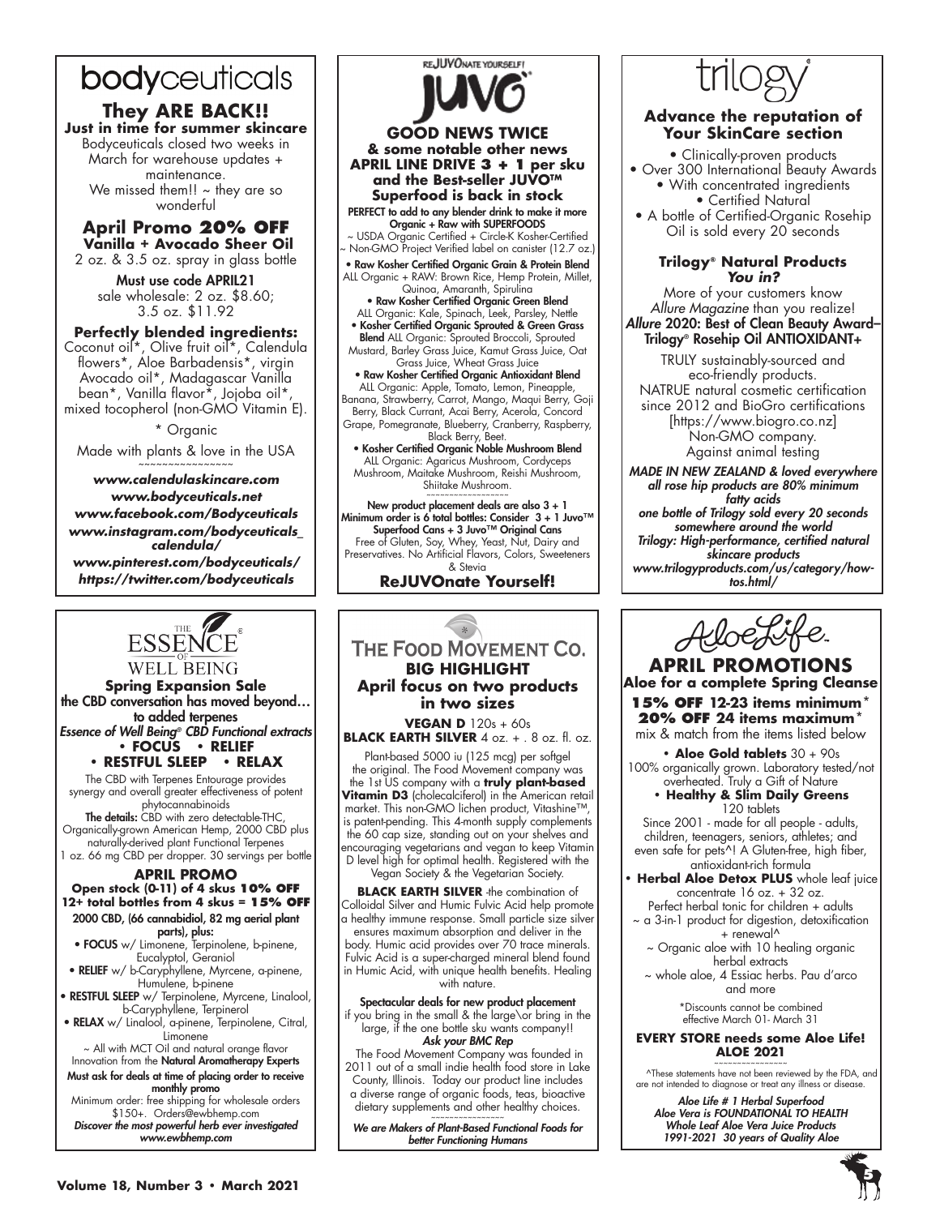# bodyceuticals

## They ARE BACK!!

**Just in time for summer skincare**

Bodyceuticals closed two weeks in March for warehouse updates + maintenance.
We missed them!! ~ they are so wonderful

### April Promo 20% OFF

**Vanilla + Avocado Sheer Oil**

2 oz. & 3.5 oz. spray in glass bottle

**Must use code APRIL21**
sale wholesale: 2 oz. $8.60;
3.5 oz. $11.92

**Perfectly blended ingredients:**
Coconut oil*, Olive fruit oil*, Calendula flowers*, Aloe Barbadensis*, virgin Avocado oil*, Madagascar Vanilla bean*, Vanilla flavor*, Jojoba oil*, mixed tocopherol (non-GMO Vitamin E).

* Organic

Made with plants & love in the USA

~~~~~~~~~~~~~~~~

***www.calendulaskincare.com***
***www.bodyceuticals.net***
***www.facebook.com/Bodyceuticals***
***www.instagram.com/bodyceuticals_calendula/***
***www.pinterest.com/bodyceuticals/***
***https://twitter.com/bodyceuticals***

---

# ReJUVOnate Yourself! JUVO

## GOOD NEWS TWICE

**& some notable other news**
**APRIL LINE DRIVE 3 + 1 per sku and the Best-seller JUVO™ Superfood is back in stock**

**PERFECT to add to any blender drink to make it more Organic + Raw with SUPERFOODS**

~ USDA Organic Certified + Circle-K Kosher-Certified
~ Non-GMO Project Verified label on canister (12.7 oz.)

- **Raw Kosher Certified Organic Grain & Protein Blend** ALL Organic + RAW: Brown Rice, Hemp Protein, Millet, Quinoa, Amaranth, Spirulina
- **Raw Kosher Certified Organic Green Blend** ALL Organic: Kale, Spinach, Leek, Parsley, Nettle
- **Kosher Certified Organic Sprouted & Green Grass Blend** ALL Organic: Sprouted Broccoli, Sprouted Mustard, Barley Grass Juice, Kamut Grass Juice, Oat Grass Juice, Wheat Grass Juice
- **Raw Kosher Certified Organic Antioxidant Blend** ALL Organic: Apple, Tomato, Lemon, Pineapple, Banana, Strawberry, Carrot, Mango, Maqui Berry, Goji Berry, Black Currant, Acai Berry, Acerola, Concord Grape, Pomegranate, Blueberry, Cranberry, Raspberry, Black Berry, Beet.
- **Kosher Certified Organic Noble Mushroom Blend** ALL Organic: Agaricus Mushroom, Cordyceps Mushroom, Maitake Mushroom, Reishi Mushroom, Shiitake Mushroom.

~~~~~~~~~~~~~~~~

**New product placement deals are also 3 + 1**
**Minimum order is 6 total bottles: Consider 3 + 1 Juvo™ Superfood Cans + 3 Juvo™ Original Cans**

Free of Gluten, Soy, Whey, Yeast, Nut, Dairy and Preservatives. No Artificial Flavors, Colors, Sweeteners & Stevia

**ReJUVOnate Yourself!**

---

# trilogy

## Advance the reputation of Your SkinCare section

- Clinically-proven products
- Over 300 International Beauty Awards
- With concentrated ingredients
- Certified Natural
- A bottle of Certified-Organic Rosehip Oil is sold every 20 seconds

### Trilogy® Natural Products *You in?*

More of your customers know *Allure Magazine* than you realize!
***Allure* 2020: Best of Clean Beauty Award– Trilogy® Rosehip Oil ANTIOXIDANT+**

TRULY sustainably-sourced and eco-friendly products.
NATRUE natural cosmetic certification since 2012 and BioGro certifications [https://www.biogro.co.nz]
Non-GMO company.
Against animal testing

***MADE IN NEW ZEALAND & loved everywhere***
***all rose hip products are 80% minimum fatty acids***
***one bottle of Trilogy sold every 20 seconds somewhere around the world***
***Trilogy: High-performance, certified natural skincare products***
***www.trilogyproducts.com/us/category/how-tos.html/***

---

# THE ESSENCE OF WELL BEING®

**Spring Expansion Sale**
**the CBD conversation has moved beyond… to added terpenes**
***Essence of Well Being® CBD Functional extracts***

**• FOCUS • RELIEF**
**• RESTFUL SLEEP • RELAX**

The CBD with Terpenes Entourage provides synergy and overall greater effectiveness of potent phytocannabinoids

**The details:** CBD with zero detectable-THC, Organically-grown American Hemp, 2000 CBD plus naturally-derived plant Functional Terpenes
1 oz. 66 mg CBD per dropper. 30 servings per bottle

### APRIL PROMO

**Open stock (0-11) of 4 skus 10% OFF**
**12+ total bottles from 4 skus = 15% OFF**

**2000 CBD, (66 cannabidiol, 82 mg aerial plant parts), plus:**

- **FOCUS** w/ Limonene, Terpinolene, b-pinene, Eucalyptol, Geraniol
- **RELIEF** w/ b-Caryphyllene, Myrcene, a-pinene, Humulene, b-pinene
- **RESTFUL SLEEP** w/ Terpinolene, Myrcene, Linalool, b-Caryphyllene, Terpinerol
- **RELAX** w/ Linalool, a-pinene, Terpinolene, Citral, Limonene

~ All with MCT Oil and natural orange flavor
Innovation from the **Natural Aromatherapy Experts**

**Must ask for deals at time of placing order to receive monthly promo**

Minimum order: free shipping for wholesale orders $150+. Orders@ewbhemp.com

***Discover the most powerful herb ever investigated***
***www.ewbhemp.com***

---

# THE FOOD MOVEMENT CO.

## BIG HIGHLIGHT

**April focus on two products in two sizes**

**VEGAN D** 120s + 60s
**BLACK EARTH SILVER** 4 oz. + . 8 oz. fl. oz.

Plant-based 5000 iu (125 mcg) per softgel the original. The Food Movement company was the 1st US company with a **truly plant-based Vitamin D3** (cholecalciferol) in the American retail market. This non-GMO lichen product, Vitashine™, is patent-pending. This 4-month supply complements the 60 cap size, standing out on your shelves and encouraging vegetarians and vegan to keep Vitamin D level high for optimal health. Registered with the Vegan Society & the Vegetarian Society.

**BLACK EARTH SILVER** -the combination of Colloidal Silver and Humic Fulvic Acid help promote a healthy immune response. Small particle size silver ensures maximum absorption and deliver in the body. Humic acid provides over 70 trace minerals. Fulvic Acid is a super-charged mineral blend found in Humic Acid, with unique health benefits. Healing with nature.

**Spectacular deals for new product placement**
if you bring in the small & the large\or bring in the large, if the one bottle sku wants company!!
***Ask your BMC Rep***

The Food Movement Company was founded in 2011 out of a small indie health food store in Lake County, Illinois. Today our product line includes a diverse range of organic foods, teas, bioactive dietary supplements and other healthy choices.

~~~~~~~~~~~~~~~~

***We are Makers of Plant-Based Functional Foods for better Functioning Humans***

---

# AloeLife

## APRIL PROMOTIONS

**Aloe for a complete Spring Cleanse**

**15% OFF 12-23 items minimum***
**20% OFF 24 items maximum***

mix & match from the items listed below

- **Aloe Gold tablets** 30 + 90s
  100% organically grown. Laboratory tested/not overheated. Truly a Gift of Nature
- **Healthy & Slim Daily Greens** 120 tablets
  Since 2001 - made for all people - adults, children, teenagers, seniors, athletes; and even safe for pets^! A Gluten-free, high fiber, antioxidant-rich formula
- **Herbal Aloe Detox PLUS** whole leaf juice concentrate 16 oz. + 32 oz.
  Perfect herbal tonic for children + adults
  ~ a 3-in-1 product for digestion, detoxification + renewal^
  ~ Organic aloe with 10 healing organic herbal extracts
  ~ whole aloe, 4 Essiac herbs. Pau d'arco and more

*Discounts cannot be combined effective March 01- March 31

**EVERY STORE needs some Aloe Life!**
**ALOE 2021**

~~~~~~~~~~~~~~~~

^These statements have not been reviewed by the FDA, and are not intended to diagnose or treat any illness or disease.

***Aloe Life # 1 Herbal Superfood***
***Aloe Vera is FOUNDATIONAL TO HEALTH***
***Whole Leaf Aloe Vera Juice Products***
***1991-2021 30 years of Quality Aloe***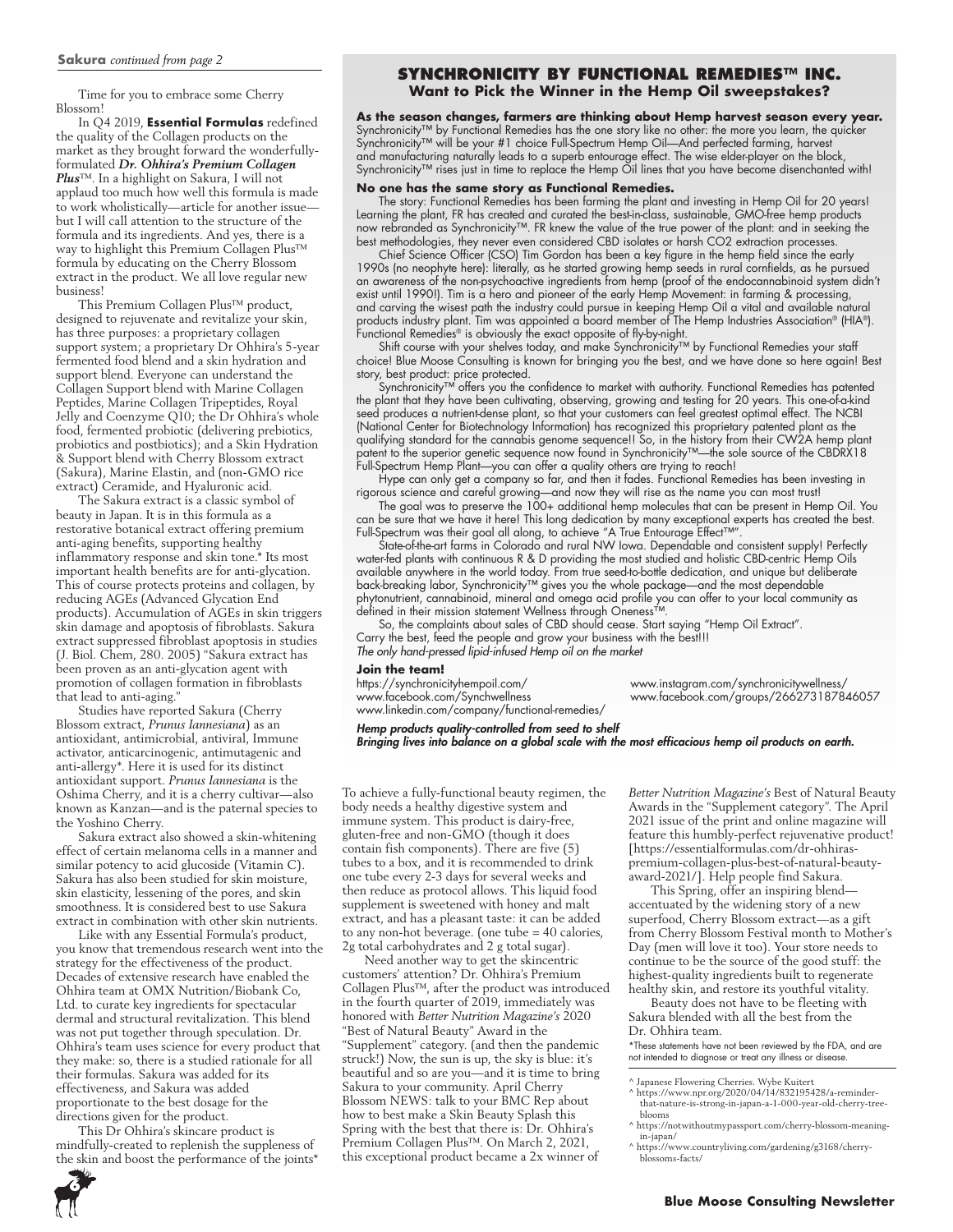**Sakura** *continued from page 2*

Time for you to embrace some Cherry Blossom!

In Q4 2019, **Essential Formulas** redefined the quality of the Collagen products on the market as they brought forward the wonderfully-formulated ***Dr. Ohhira's Premium Collagen Plus***™. In a highlight on Sakura, I will not applaud too much how well this formula is made to work wholistically—article for another issue—but I will call attention to the structure of the formula and its ingredients. And yes, there is a way to highlight this Premium Collagen Plus™ formula by educating on the Cherry Blossom extract in the product. We all love regular new business!

This Premium Collagen Plus™ product, designed to rejuvenate and revitalize your skin, has three purposes: a proprietary collagen support system; a proprietary Dr Ohhira's 5-year fermented food blend and a skin hydration and support blend. Everyone can understand the Collagen Support blend with Marine Collagen Peptides, Marine Collagen Tripeptides, Royal Jelly and Coenzyme Q10; the Dr Ohhira's whole food, fermented probiotic (delivering prebiotics, probiotics and postbiotics); and a Skin Hydration & Support blend with Cherry Blossom extract (Sakura), Marine Elastin, and (non-GMO rice extract) Ceramide, and Hyaluronic acid.

The Sakura extract is a classic symbol of beauty in Japan. It is in this formula as a restorative botanical extract offering premium anti-aging benefits, supporting healthy inflammatory response and skin tone.* Its most important health benefits are for anti-glycation. This of course protects proteins and collagen, by reducing AGEs (Advanced Glycation End products). Accumulation of AGEs in skin triggers skin damage and apoptosis of fibroblasts. Sakura extract suppressed fibroblast apoptosis in studies (J. Biol. Chem, 280. 2005) "Sakura extract has been proven as an anti-glycation agent with promotion of collagen formation in fibroblasts that lead to anti-aging."

Studies have reported Sakura (Cherry Blossom extract, *Prunus Iannesiana*) as an antioxidant, antimicrobial, antiviral, Immune activator, anticarcinogenic, antimutagenic and anti-allergy*. Here it is used for its distinct antioxidant support. *Prunus Iannesiana* is the Oshima Cherry, and it is a cherry cultivar—also known as Kanzan—and is the paternal species to the Yoshino Cherry.

Sakura extract also showed a skin-whitening effect of certain melanoma cells in a manner and similar potency to acid glucoside (Vitamin C). Sakura has also been studied for skin moisture, skin elasticity, lessening of the pores, and skin smoothness. It is considered best to use Sakura extract in combination with other skin nutrients.

Like with any Essential Formula's product, you know that tremendous research went into the strategy for the effectiveness of the product. Decades of extensive research have enabled the Ohhira team at OMX Nutrition/Biobank Co, Ltd. to curate key ingredients for spectacular dermal and structural revitalization. This blend was not put together through speculation. Dr. Ohhira's team uses science for every product that they make: so, there is a studied rationale for all their formulas. Sakura was added for its effectiveness, and Sakura was added proportionate to the best dosage for the directions given for the product.

This Dr Ohhira's skincare product is mindfully-created to replenish the suppleness of the skin and boost the performance of the joints* To achieve a fully-functional beauty regimen, the body needs a healthy digestive system and immune system. This product is dairy-free, gluten-free and non-GMO (though it does contain fish components). There are five (5) tubes to a box, and it is recommended to drink one tube every 2-3 days for several weeks and then reduce as protocol allows. This liquid food supplement is sweetened with honey and malt extract, and has a pleasant taste: it can be added to any non-hot beverage. (one tube = 40 calories, 2g total carbohydrates and 2 g total sugar).

Need another way to get the skincentric customers' attention? Dr. Ohhira's Premium Collagen Plus™, after the product was introduced in the fourth quarter of 2019, immediately was honored with *Better Nutrition Magazine's* 2020 "Best of Natural Beauty" Award in the "Supplement" category. (and then the pandemic struck!) Now, the sun is up, the sky is blue: it's beautiful and so are you—and it is time to bring Sakura to your community. April Cherry Blossom NEWS: talk to your BMC Rep about how to best make a Skin Beauty Splash this Spring with the best that there is: Dr. Ohhira's Premium Collagen Plus™. On March 2, 2021, this exceptional product became a 2x winner of *Better Nutrition Magazine's* Best of Natural Beauty Awards in the "Supplement category". The April 2021 issue of the print and online magazine will feature this humbly-perfect rejuvenative product! [https://essentialformulas.com/dr-ohhiras-premium-collagen-plus-best-of-natural-beauty-award-2021/]. Help people find Sakura.

This Spring, offer an inspiring blend—accentuated by the widening story of a new superfood, Cherry Blossom extract—as a gift from Cherry Blossom Festival month to Mother's Day (men will love it too). Your store needs to continue to be the source of the good stuff: the highest-quality ingredients built to regenerate healthy skin, and restore its youthful vitality.

Beauty does not have to be fleeting with Sakura blended with all the best from the Dr. Ohhira team.

*These statements have not been reviewed by the FDA, and are not intended to diagnose or treat any illness or disease.

^ Japanese Flowering Cherries. Wybe Kuitert
^ https://www.npr.org/2020/04/14/832195428/a-reminder-that-nature-is-strong-in-japan-a-1-000-year-old-cherry-tree-blooms
^ https://notwithoutmypassport.com/cherry-blossom-meaning-in-japan/
^ https://www.countryliving.com/gardening/g3168/cherry-blossoms-facts/

## SYNCHRONICITY BY FUNCTIONAL REMEDIES™ INC.

### Want to Pick the Winner in the Hemp Oil sweepstakes?

**As the season changes, farmers are thinking about Hemp harvest season every year.** Synchronicity™ by Functional Remedies has the one story like no other: the more you learn, the quicker Synchronicity™ will be your #1 choice Full-Spectrum Hemp Oil—And perfected farming, harvest and manufacturing naturally leads to a superb entourage effect. The wise elder-player on the block, Synchronicity™ rises just in time to replace the Hemp Oil lines that you have become disenchanted with!

**No one has the same story as Functional Remedies.**

The story: Functional Remedies has been farming the plant and investing in Hemp Oil for 20 years! Learning the plant, FR has created and curated the best-in-class, sustainable, GMO-free hemp products now rebranded as Synchronicity™. FR knew the value of the true power of the plant: and in seeking the best methodologies, they never even considered CBD isolates or harsh CO2 extraction processes.

Chief Science Officer (CSO) Tim Gordon has been a key figure in the hemp field since the early 1990s (no neophyte here): literally, as he started growing hemp seeds in rural cornfields, as he pursued an awareness of the non-psychoactive ingredients from hemp (proof of the endocannabinoid system didn't exist until 1990!). Tim is a hero and pioneer of the early Hemp Movement: in farming & processing, and carving the wisest path the industry could pursue in keeping Hemp Oil a vital and available natural products industry plant. Tim was appointed a board member of The Hemp Industries Association® (HIA®). Functional Remedies® is obviously the exact opposite of fly-by-night.

Shift course with your shelves today, and make Synchronicity™ by Functional Remedies your staff choice! Blue Moose Consulting is known for bringing you the best, and we have done so here again! Best story, best product: price protected.

Synchronicity™ offers you the confidence to market with authority. Functional Remedies has patented the plant that they have been cultivating, observing, growing and testing for 20 years. This one-of-a-kind seed produces a nutrient-dense plant, so that your customers can feel greatest optimal effect. The NCBI (National Center for Biotechnology Information) has recognized this proprietary patented plant as the qualifying standard for the cannabis genome sequence!! So, in the history from their CW2A hemp plant patent to the superior genetic sequence now found in Synchronicity™—the sole source of the CBDRX18 Full-Spectrum Hemp Plant—you can offer a quality others are trying to reach!

Hype can only get a company so far, and then it fades. Functional Remedies has been investing in rigorous science and careful growing—and now they will rise as the name you can most trust!

The goal was to preserve the 100+ additional hemp molecules that can be present in Hemp Oil. You can be sure that we have it here! This long dedication by many exceptional experts has created the best. Full-Spectrum was their goal all along, to achieve "A True Entourage Effect™".

State-of-the-art farms in Colorado and rural NW Iowa. Dependable and consistent supply! Perfectly water-fed plants with continuous R & D providing the most studied and holistic CBD-centric Hemp Oils available anywhere in the world today. From true seed-to-bottle dedication, and unique but deliberate back-breaking labor, Synchronicity™ gives you the whole package—and the most dependable phytonutrient, cannabinoid, mineral and omega acid profile you can offer to your local community as defined in their mission statement Wellness through Oneness™.

So, the complaints about sales of CBD should cease. Start saying "Hemp Oil Extract".
Carry the best, feed the people and grow your business with the best!!!
*The only hand-pressed lipid-infused Hemp oil on the market*

**Join the team!**

https://synchronicityhempoil.com/
www.facebook.com/Synchwellness
www.linkedin.com/company/functional-remedies/
www.instagram.com/synchronicitywellness/
www.facebook.com/groups/266273187846057

***Hemp products quality-controlled from seed to shelf***
***Bringing lives into balance on a global scale with the most efficacious hemp oil products on earth.***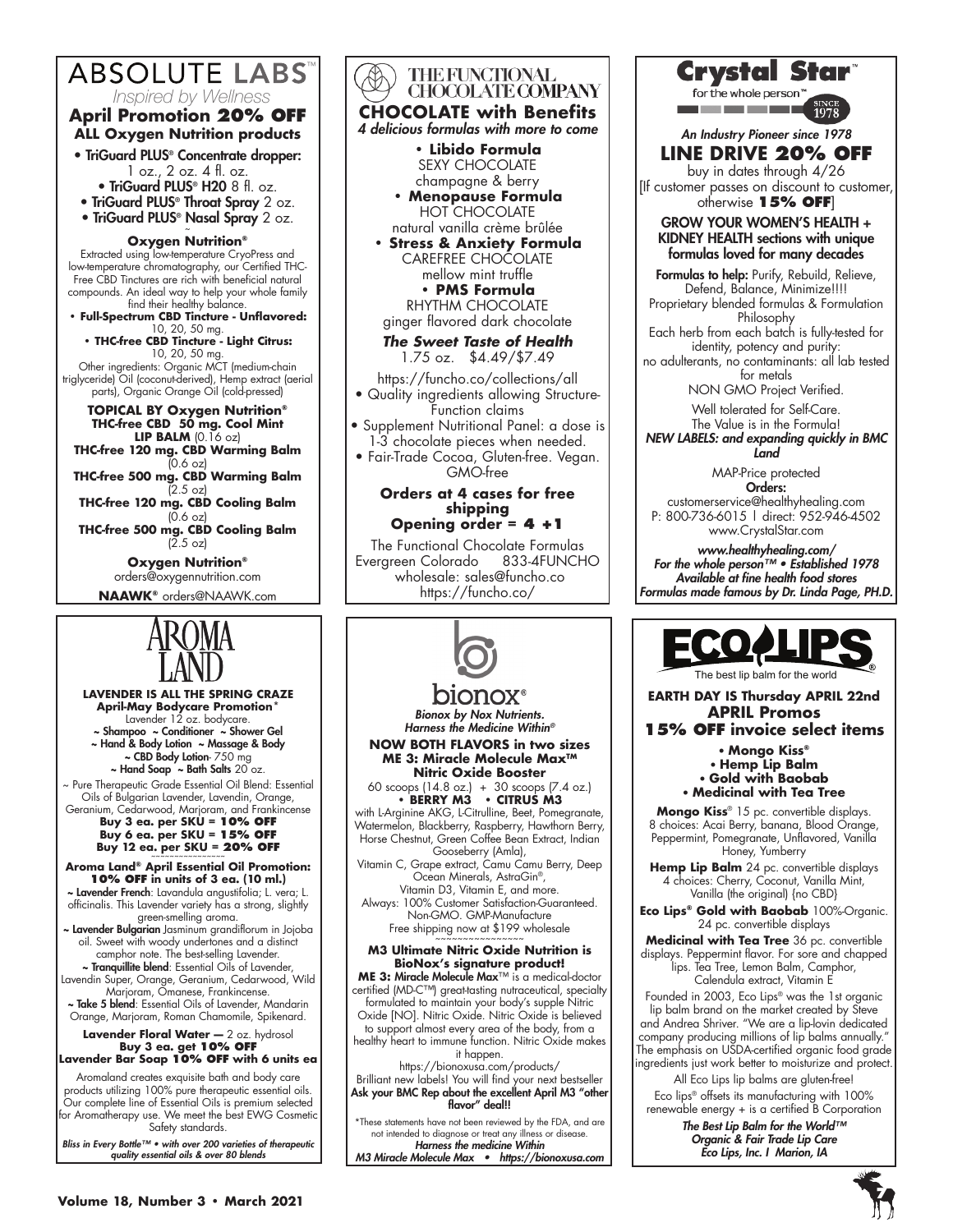# ABSOLUTE LABS™

*Inspired by Wellness*

## April Promotion 20% OFF

**ALL Oxygen Nutrition products**

- TriGuard PLUS® Concentrate dropper: 1 oz., 2 oz. 4 fl. oz.
- TriGuard PLUS® H20 8 fl. oz.
- TriGuard PLUS® Throat Spray 2 oz.
- TriGuard PLUS® Nasal Spray 2 oz.

~

**Oxygen Nutrition®**

Extracted using low-temperature CryoPress and low-temperature chromatography, our Certified THC-Free CBD Tinctures are rich with beneficial natural compounds. An ideal way to help your whole family find their healthy balance.

- **Full-Spectrum CBD Tincture - Unflavored:** 10, 20, 50 mg.
- **THC-free CBD Tincture - Light Citrus:** 10, 20, 50 mg.

Other ingredients: Organic MCT (medium-chain triglyceride) Oil (coconut-derived), Hemp extract (aerial parts), Organic Orange Oil (cold-pressed)

**TOPICAL BY Oxygen Nutrition®**

**THC-free CBD 50 mg. Cool Mint LIP BALM** (0.16 oz)

**THC-free 120 mg. CBD Warming Balm** (0.6 oz)

**THC-free 500 mg. CBD Warming Balm** (2.5 oz)

**THC-free 120 mg. CBD Cooling Balm** (0.6 oz)

**THC-free 500 mg. CBD Cooling Balm** (2.5 oz)

**Oxygen Nutrition®**
orders@oxygennutrition.com

**NAAWK®** orders@NAAWK.com

---

# THE FUNCTIONAL CHOCOLATE COMPANY

## CHOCOLATE with Benefits

*4 delicious formulas with more to come*

- **Libido Formula**
  SEXY CHOCOLATE
  champagne & berry
- **Menopause Formula**
  HOT CHOCOLATE
  natural vanilla crème brûlée
- **Stress & Anxiety Formula**
  CAREFREE CHOCOLATE
  mellow mint truffle
- **PMS Formula**
  RHYTHM CHOCOLATE
  ginger flavored dark chocolate

***The Sweet Taste of Health***

1.75 oz. $4.49/$7.49

https://funcho.co/collections/all

- Quality ingredients allowing Structure-Function claims
- Supplement Nutritional Panel: a dose is 1-3 chocolate pieces when needed.
- Fair-Trade Cocoa, Gluten-free. Vegan. GMO-free

**Orders at 4 cases for free shipping**
**Opening order = 4 +1**

The Functional Chocolate Formulas
Evergreen Colorado 833-4FUNCHO
wholesale: sales@funcho.co
https://funcho.co/

---

# Crystal Star™

for the whole person™ SINCE 1978

*An Industry Pioneer since 1978*

## LINE DRIVE 20% OFF

buy in dates through 4/26
[If customer passes on discount to customer, otherwise **15% OFF**]

**GROW YOUR WOMEN'S HEALTH + KIDNEY HEALTH sections with unique formulas loved for many decades**

**Formulas to help:** Purify, Rebuild, Relieve, Defend, Balance, Minimize!!!!

Proprietary blended formulas & Formulation Philosophy

Each herb from each batch is fully-tested for identity, potency and purity: no adulterants, no contaminants: all lab tested for metals

NON GMO Project Verified.

Well tolerated for Self-Care.
The Value is in the Formula!

***NEW LABELS: and expanding quickly in BMC Land***

MAP-Price protected

**Orders:**
customerservice@healthyhealing.com
P: 800-736-6015 | direct: 952-946-4502
www.CrystalStar.com

***www.healthyhealing.com/***
***For the whole person™ • Established 1978***
***Available at fine health food stores***
***Formulas made famous by Dr. Linda Page, PH.D.***

---

# AROMA LAND

**LAVENDER IS ALL THE SPRING CRAZE**
**April-May Bodycare Promotion***

Lavender 12 oz. bodycare.
~ Shampoo ~ Conditioner ~ Shower Gel
~ Hand & Body Lotion ~ Massage & Body
~ CBD Body Lotion- 750 mg
~ Hand Soap ~ Bath Salts 20 oz.

~ Pure Therapeutic Grade Essential Oil Blend: Essential Oils of Bulgarian Lavender, Lavendin, Orange, Geranium, Cedarwood, Marjoram, and Frankincense

**Buy 3 ea. per SKU = 10% OFF**
**Buy 6 ea. per SKU = 15% OFF**
**Buy 12 ea. per SKU = 20% OFF**

~~~~~~~~~~~~~~~~~

**Aroma Land® April Essential Oil Promotion: 10% OFF in units of 3 ea. (10 ml.)**

~ **Lavender French**: Lavandula angustifolia; L. vera; L. officinalis. This Lavender variety has a strong, slightly green-smelling aroma.

~ **Lavender Bulgarian** Jasminum grandiflorum in Jojoba oil. Sweet with woody undertones and a distinct camphor note. The best-selling Lavender.

~ **Tranquillite blend**: Essential Oils of Lavender, Lavendin Super, Orange, Geranium, Cedarwood, Wild Marjoram, Omanese, Frankincense.

~ **Take 5 blend**: Essential Oils of Lavender, Mandarin Orange, Marjoram, Roman Chamomile, Spikenard.

**Lavender Floral Water —** 2 oz. hydrosol
**Buy 3 ea. get 10% OFF**
**Lavender Bar Soap 10% OFF with 6 units ea**

Aromaland creates exquisite bath and body care products utilizing 100% pure therapeutic essential oils. Our complete line of Essential Oils is premium selected for Aromatherapy use. We meet the best EWG Cosmetic Safety standards.

***Bliss in Every Bottle™ • with over 200 varieties of therapeutic quality essential oils & over 80 blends***

---

# bionox®

*Bionox by Nox Nutrients.*
*Harness the Medicine Within®*

**NOW BOTH FLAVORS in two sizes**
**ME 3: Miracle Molecule Max™ Nitric Oxide Booster**

60 scoops (14.8 oz.) + 30 scoops (7.4 oz.)

**• BERRY M3 • CITRUS M3**

with L-Arginine AKG, L-Citrulline, Beet, Pomegranate, Watermelon, Blackberry, Raspberry, Hawthorn Berry, Horse Chestnut, Green Coffee Bean Extract, Indian Gooseberry (Amla), Vitamin C, Grape extract, Camu Camu Berry, Deep Ocean Minerals, AstraGin®, Vitamin D3, Vitamin E, and more.

Always: 100% Customer Satisfaction-Guaranteed. Non-GMO. GMP-Manufacture

Free shipping now at $199 wholesale

~~~~~~~~~~~~~~~~~

**M3 Ultimate Nitric Oxide Nutrition is BioNox's signature product!**

**ME 3: Miracle Molecule Max**™ is a medical-doctor certified (MD-C™) great-tasting nutraceutical, specialty formulated to maintain your body's supple Nitric Oxide [NO]. Nitric Oxide. Nitric Oxide is believed to support almost every area of the body, from a healthy heart to immune function. Nitric Oxide makes it happen.

https://bionoxusa.com/products/

Brilliant new labels! You will find your next bestseller

**Ask your BMC Rep about the excellent April M3 "other flavor" deal!!**

*These statements have not been reviewed by the FDA, and are not intended to diagnose or treat any illness or disease.

***Harness the medicine Within***
***M3 Miracle Molecule Max • https://bionoxusa.com***

---

# ECO LIPS®

The best lip balm for the world

**EARTH DAY IS Thursday APRIL 22nd**

## APRIL Promos
## 15% OFF invoice select items

- **Mongo Kiss®**
- **Hemp Lip Balm**
- **Gold with Baobab**
- **Medicinal with Tea Tree**

**Mongo Kiss®** 15 pc. convertible displays. 8 choices: Acai Berry, banana, Blood Orange, Peppermint, Pomegranate, Unflavored, Vanilla Honey, Yumberry

**Hemp Lip Balm** 24 pc. convertible displays 4 choices: Cherry, Coconut, Vanilla Mint, Vanilla (the original) {no CBD}

**Eco Lips® Gold with Baobab** 100%-Organic. 24 pc. convertible displays

**Medicinal with Tea Tree** 36 pc. convertible displays. Peppermint flavor. For sore and chapped lips. Tea Tree, Lemon Balm, Camphor, Calendula extract, Vitamin E

Founded in 2003, Eco Lips® was the 1st organic lip balm brand on the market created by Steve and Andrea Shriver. "We are a lip-lovin dedicated company producing millions of lip balms annually." The emphasis on USDA-certified organic food grade ingredients just work better to moisturize and protect.

All Eco Lips lip balms are gluten-free!

Eco lips® offsets its manufacturing with 100% renewable energy + is a certified B Corporation

***The Best Lip Balm for the World™***
***Organic & Fair Trade Lip Care***
***Eco Lips, Inc. | Marion, IA***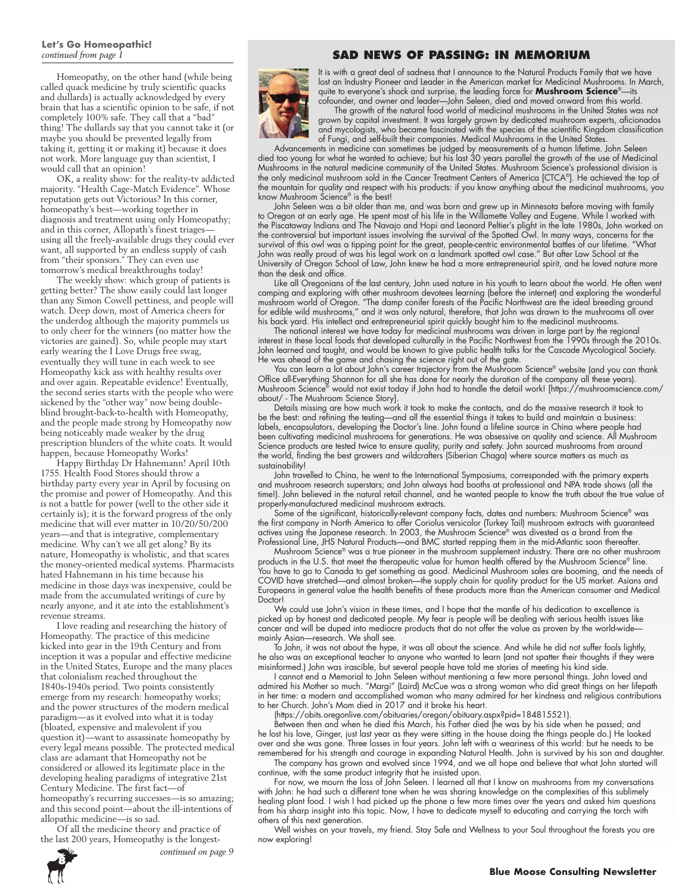**Let's Go Homeopathic!**
*continued from page 1*

Homeopathy, on the other hand (while being called quack medicine by truly scientific quacks and dullards) is actually acknowledged by every brain that has a scientific opinion to be safe, if not completely 100% safe. They call that a "bad" thing! The dullards say that you cannot take it (or maybe you should be prevented legally from taking it, getting it or making it) because it does not work. More language guy than scientist, I would call that an opinion!

OK, a reality show: for the reality-tv addicted majority. "Health Cage-Match Evidence". Whose reputation gets out Victorious? In this corner, homeopathy's best—working together in diagnosis and treatment using only Homeopathy; and in this corner, Allopath's finest triages—using all the freely-available drugs they could ever want, all supported by an endless supply of cash from "their sponsors." They can even use tomorrow's medical breakthroughs today!

The weekly show: which group of patients is getting better? The show easily could last longer than any Simon Cowell pettiness, and people will watch. Deep down, most of America cheers for the underdog although the majority pummels us to only cheer for the winners (no matter how the victories are gained). So, while people may start early wearing the I Love Drugs free swag, eventually they will tune in each week to see Homeopathy kick ass with healthy results over and over again. Repeatable evidence! Eventually, the second series starts with the people who were sickened by the "other way" now being double-blind brought-back-to-health with Homeopathy, and the people made strong by Homeopathy now being noticeably made weaker by the drug prescription blunders of the white coats. It would happen, because Homeopathy Works!

Happy Birthday Dr Hahnemann! April 10th 1755. Health Food Stores should throw a birthday party every year in April by focusing on the promise and power of Homeopathy. And this is not a battle for power (well to the other side it certainly is); it is the forward progress of the only medicine that will ever matter in 10/20/50/200 years—and that is integrative, complementary medicine. Why can't we all get along? By its nature, Homeopathy is wholistic, and that scares the money-oriented medical systems. Pharmacists hated Hahnemann in his time because his medicine in those days was inexpensive, could be made from the accumulated writings of cure by nearly anyone, and it ate into the establishment's revenue streams.

I love reading and researching the history of Homeopathy. The practice of this medicine kicked into gear in the 19th Century and from inception it was a popular and effective medicine in the United States, Europe and the many places that colonialism reached throughout the 1840s-1940s period. Two points consistently emerge from my research: homeopathy works; and the power structures of the modern medical paradigm—as it evolved into what it is today (bloated, expensive and malevolent if you question it)—want to assassinate homeopathy by every legal means possible. The protected medical class are adamant that Homeopathy not be considered or allowed its legitimate place in the developing healing paradigms of integrative 21st Century Medicine. The first fact—of homeopathy's recurring successes—is so amazing; and this second point—about the ill-intentions of allopathic medicine—is so sad.

Of all the medicine theory and practice of the last 200 years, Homeopathy is the longest-

*continued on page 9*

## SAD NEWS OF PASSING: IN MEMORIUM

It is with a great deal of sadness that I announce to the Natural Products Family that we have lost an Industry Pioneer and Leader in the American market for Medicinal Mushrooms. In March, quite to everyone's shock and surprise, the leading force for **Mushroom Science**®—its cofounder, and owner and leader—John Seleen, died and moved onward from this world.

The growth of the natural food world of medicinal mushrooms in the United States was not grown by capital investment. It was largely grown by dedicated mushroom experts, aficionados and mycologists, who became fascinated with the species of the scientific Kingdom classification of Fungi, and self-built their companies. Medical Mushrooms in the United States.

Advancements in medicine can sometimes be judged by measurements of a human lifetime. John Seleen died too young for what he wanted to achieve; but his last 30 years parallel the growth of the use of Medicinal Mushrooms in the natural medicine community of the United States. Mushroom Science's professional division is the only medicinal mushroom sold in the Cancer Treatment Centers of America [CTCA®]. He achieved the top of the mountain for quality and respect with his products: if you know anything about the medicinal mushrooms, you know Mushroom Science® is the best!

John Seleen was a bit older than me, and was born and grew up in Minnesota before moving with family to Oregon at an early age. He spent most of his life in the Willamette Valley and Eugene. While I worked with the Piscataway Indians and The Navajo and Hopi and Leonard Peltier's plight in the late 1980s, John worked on the controversial but important issues involving the survival of the Spotted Owl. In many ways, concerns for the survival of this owl was a tipping point for the great, people-centric environmental battles of our lifetime. "What John was really proud of was his legal work on a landmark spotted owl case." But after Law School at the University of Oregon School of Law, John knew he had a more entrepreneurial spirit, and he loved nature more than the desk and office.

Like all Oregonians of the last century, John used nature in his youth to learn about the world. He often went camping and exploring with other mushroom devotees learning (before the internet) and exploring the wonderful mushroom world of Oregon. "The damp conifer forests of the Pacific Northwest are the ideal breeding ground for edible wild mushrooms," and it was only natural, therefore, that John was drawn to the mushrooms all over his back yard. His intellect and entrepreneurial spirit quickly bought him to the medicinal mushrooms.

The national interest we have today for medicinal mushrooms was driven in large part by the regional interest in these local foods that developed culturally in the Pacific Northwest from the 1990s through the 2010s. John learned and taught, and would be known to give public health talks for the Cascade Mycological Society. He was ahead of the game and chasing the science right out of the gate.

You can learn a lot about John's career trajectory from the Mushroom Science® website (and you can thank Office all-Everything Shannon for all she has done for nearly the duration of the company all these years). Mushroom Science® would not exist today if John had to handle the detail work! [https://mushroomscience.com/about/ - The Mushroom Science Story].

Details missing are how much work it took to make the contacts, and do the massive research it took to be the best: and refining the testing—and all the essential things it takes to build and maintain a business: labels, encapsulators, developing the Doctor's line. John found a lifeline source in China where people had been cultivating medicinal mushrooms for generations. He was obsessive on quality and science. All Mushroom Science products are tested twice to ensure quality, purity and safety. John sourced mushrooms from around the world, finding the best growers and wildcrafters (Siberian Chaga) where source matters as much as sustainability!

John travelled to China, he went to the International Symposiums, corresponded with the primary experts and mushroom research superstars; and John always had booths at professional and NPA trade shows (all the time!). John believed in the natural retail channel, and he wanted people to know the truth about the true value of properly-manufactured medicinal mushroom extracts.

Some of the significant, historically-relevant company facts, dates and numbers: Mushroom Science® was the first company in North America to offer Coriolus versicolor (Turkey Tail) mushroom extracts with guaranteed actives using the Japanese research. In 2003, the Mushroom Science® was divested as a brand from the Professional Line, JHS Natural Products—and BMC started repping them in the mid-Atlantic soon thereafter.

Mushroom Science® was a true pioneer in the mushroom supplement industry. There are no other mushroom products in the U.S. that meet the therapeutic value for human health offered by the Mushroom Science® line. You have to go to Canada to get something as good. Medicinal Mushroom sales are booming, and the needs of COVID have stretched—and almost broken—the supply chain for quality product for the US market. Asians and Europeans in general value the health benefits of these products more than the American consumer and Medical Doctor!

We could use John's vision in these times, and I hope that the mantle of his dedication to excellence is picked up by honest and dedicated people. My fear is people will be dealing with serious health issues like cancer and will be duped into mediocre products that do not offer the value as proven by the world-wide—mainly Asian—research. We shall see.

To John, it was not about the hype, it was all about the science. And while he did not suffer fools lightly, he also was an exceptional teacher to anyone who wanted to learn (and not spatter their thoughts if they were misinformed.) John was irascible, but several people have told me stories of meeting his kind side.

I cannot end a Memorial to John Seleen without mentioning a few more personal things. John loved and admired his Mother so much. "Margi" (Laird) McCue was a strong woman who did great things on her lifepath in her time: a modern and accomplished woman who many admired for her kindness and religious contributions to her Church. John's Mom died in 2017 and it broke his heart.

(https://obits.oregonlive.com/obituaries/oregon/obituary.aspx?pid=184815521).

Between then and when he died this March, his Father died (he was by his side when he passed; and he lost his love, Ginger, just last year as they were sitting in the house doing the things people do.) He looked over and she was gone. Three losses in four years. John left with a weariness of this world: but he needs to be remembered for his strength and courage in expanding Natural Health. John is survived by his son and daughter.

The company has grown and evolved since 1994, and we all hope and believe that what John started will continue, with the same product integrity that he insisted upon.

For now, we mourn the loss of John Seleen. I learned all that I know on mushrooms from my conversations with John: he had such a different tone when he was sharing knowledge on the complexities of this sublimely healing plant food. I wish I had picked up the phone a few more times over the years and asked him questions from his sharp insight into this topic. Now, I have to dedicate myself to educating and carrying the torch with others of this next generation.

Well wishes on your travels, my friend. Stay Safe and Wellness to your Soul throughout the forests you are now exploring!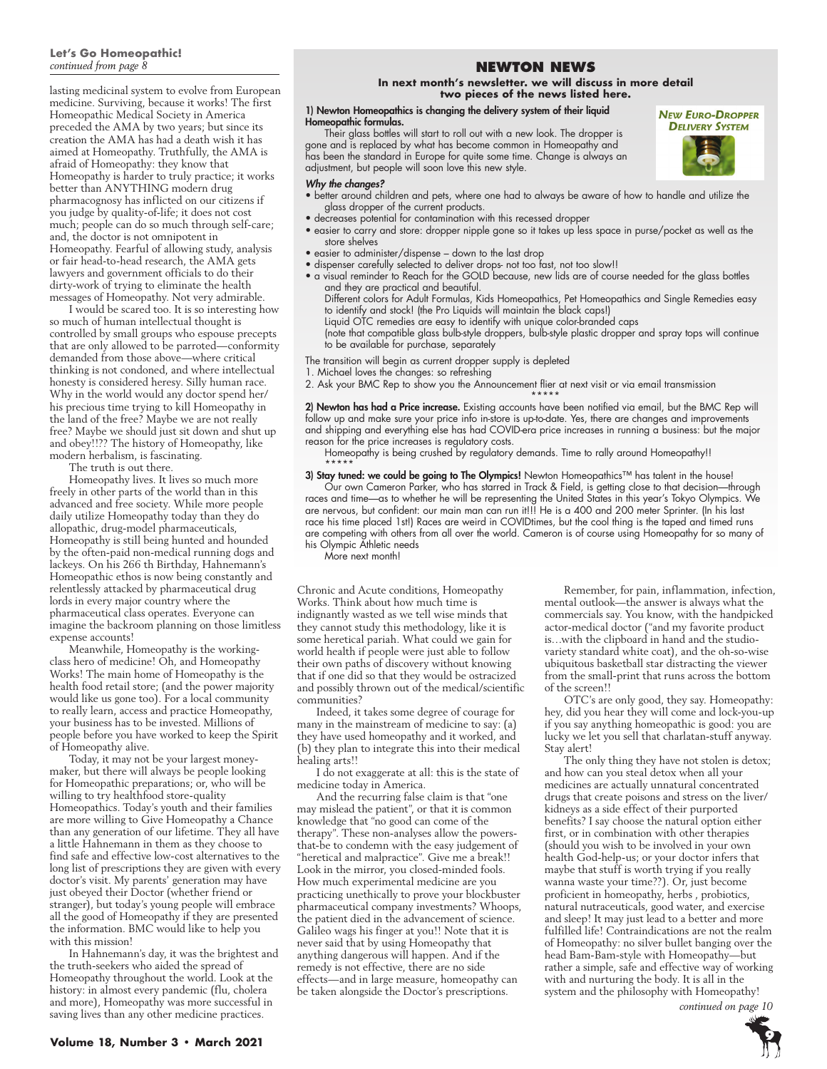**Let's Go Homeopathic!**
*continued from page 8*

lasting medicinal system to evolve from European medicine. Surviving, because it works! The first Homeopathic Medical Society in America preceded the AMA by two years; but since its creation the AMA has had a death wish it has aimed at Homeopathy. Truthfully, the AMA is afraid of Homeopathy: they know that Homeopathy is harder to truly practice; it works better than ANYTHING modern drug pharmacognosy has inflicted on our citizens if you judge by quality-of-life; it does not cost much; people can do so much through self-care; and, the doctor is not omnipotent in Homeopathy. Fearful of allowing study, analysis or fair head-to-head research, the AMA gets lawyers and government officials to do their dirty-work of trying to eliminate the health messages of Homeopathy. Not very admirable.

I would be scared too. It is so interesting how so much of human intellectual thought is controlled by small groups who espouse precepts that are only allowed to be parroted—conformity demanded from those above—where critical thinking is not condoned, and where intellectual honesty is considered heresy. Silly human race. Why in the world would any doctor spend her/his precious time trying to kill Homeopathy in the land of the free? Maybe we are not really free? Maybe we should just sit down and shut up and obey!!?? The history of Homeopathy, like modern herbalism, is fascinating.

The truth is out there.

Homeopathy lives. It lives so much more freely in other parts of the world than in this advanced and free society. While more people daily utilize Homeopathy today than they do allopathic, drug-model pharmaceuticals, Homeopathy is still being hunted and hounded by the often-paid non-medical running dogs and lackeys. On his 266 th Birthday, Hahnemann's Homeopathic ethos is now being constantly and relentlessly attacked by pharmaceutical drug lords in every major country where the pharmaceutical class operates. Everyone can imagine the backroom planning on those limitless expense accounts!

Meanwhile, Homeopathy is the working-class hero of medicine! Oh, and Homeopathy Works! The main home of Homeopathy is the health food retail store; (and the power majority would like us gone too). For a local community to really learn, access and practice Homeopathy, your business has to be invested. Millions of people before you have worked to keep the Spirit of Homeopathy alive.

Today, it may not be your largest money-maker, but there will always be people looking for Homeopathic preparations; or, who will be willing to try healthfood store-quality Homeopathics. Today's youth and their families are more willing to Give Homeopathy a Chance than any generation of our lifetime. They all have a little Hahnemann in them as they choose to find safe and effective low-cost alternatives to the long list of prescriptions they are given with every doctor's visit. My parents' generation may have just obeyed their Doctor (whether friend or stranger), but today's young people will embrace all the good of Homeopathy if they are presented the information. BMC would like to help you with this mission!

In Hahnemann's day, it was the brightest and the truth-seekers who aided the spread of Homeopathy throughout the world. Look at the history: in almost every pandemic (flu, cholera and more), Homeopathy was more successful in saving lives than any other medicine practices.

## NEWTON NEWS

**In next month's newsletter. we will discuss in more detail two pieces of the news listed here.**

**1) Newton Homeopathics is changing the delivery system of their liquid Homeopathic formulas.**

*New Euro-Dropper Delivery System*

Their glass bottles will start to roll out with a new look. The dropper is gone and is replaced by what has become common in Homeopathy and has been the standard in Europe for quite some time. Change is always an adjustment, but people will soon love this new style.

***Why the changes?***

- better around children and pets, where one had to always be aware of how to handle and utilize the glass dropper of the current products.
- decreases potential for contamination with this recessed dropper
- easier to carry and store: dropper nipple gone so it takes up less space in purse/pocket as well as the store shelves
- easier to administer/dispense – down to the last drop
- dispenser carefully selected to deliver drops- not too fast, not too slow!!
- a visual reminder to Reach for the GOLD because, new lids are of course needed for the glass bottles and they are practical and beautiful.
  Different colors for Adult Formulas, Kids Homeopathics, Pet Homeopathics and Single Remedies easy to identify and stock! (the Pro Liquids will maintain the black caps!)
  Liquid OTC remedies are easy to identify with unique color-branded caps
  (note that compatible glass bulb-style droppers, bulb-style plastic dropper and spray tops will continue to be available for purchase, separately

The transition will begin as current dropper supply is depleted

1. Michael loves the changes: so refreshing
2. Ask your BMC Rep to show you the Announcement flier at next visit or via email transmission

\*\*\*\*\*

**2) Newton has had a Price increase.** Existing accounts have been notified via email, but the BMC Rep will follow up and make sure your price info in-store is up-to-date. Yes, there are changes and improvements and shipping and everything else has had COVID-era price increases in running a business: but the major reason for the price increases is regulatory costs.

Homeopathy is being crushed by regulatory demands. Time to rally around Homeopathy!!

\*\*\*\*\*

**3) Stay tuned: we could be going to The Olympics!** Newton Homeopathics™ has talent in the house!

Our own Cameron Parker, who has starred in Track & Field, is getting close to that decision—through races and time—as to whether he will be representing the United States in this year's Tokyo Olympics. We are nervous, but confident: our main man can run it!!! He is a 400 and 200 meter Sprinter. (In his last race his time placed 1st!) Races are weird in COVIDtimes, but the cool thing is the taped and timed runs are competing with others from all over the world. Cameron is of course using Homeopathy for so many of his Olympic Athletic needs

More next month!

Chronic and Acute conditions, Homeopathy Works. Think about how much time is indignantly wasted as we tell wise minds that they cannot study this methodology, like it is some heretical pariah. What could we gain for world health if people were just able to follow their own paths of discovery without knowing that if one did so that they would be ostracized and possibly thrown out of the medical/scientific communities?

Indeed, it takes some degree of courage for many in the mainstream of medicine to say: (a) they have used homeopathy and it worked, and (b) they plan to integrate this into their medical healing arts!!

I do not exaggerate at all: this is the state of medicine today in America.

And the recurring false claim is that "one may mislead the patient", or that it is common knowledge that "no good can come of the therapy". These non-analyses allow the powers-that-be to condemn with the easy judgement of "heretical and malpractice". Give me a break!! Look in the mirror, you closed-minded fools. How much experimental medicine are you practicing unethically to prove your blockbuster pharmaceutical company investments? Whoops, the patient died in the advancement of science. Galileo wags his finger at you!! Note that it is never said that by using Homeopathy that anything dangerous will happen. And if the remedy is not effective, there are no side effects—and in large measure, homeopathy can be taken alongside the Doctor's prescriptions.

Remember, for pain, inflammation, infection, mental outlook—the answer is always what the commercials say. You know, with the handpicked actor-medical doctor ("and my favorite product is…with the clipboard in hand and the studio-variety standard white coat), and the oh-so-wise ubiquitous basketball star distracting the viewer from the small-print that runs across the bottom of the screen!!

OTC's are only good, they say. Homeopathy: hey, did you hear they will come and lock-you-up if you say anything homeopathic is good: you are lucky we let you sell that charlatan-stuff anyway. Stay alert!

The only thing they have not stolen is detox; and how can you steal detox when all your medicines are actually unnatural concentrated drugs that create poisons and stress on the liver/kidneys as a side effect of their purported benefits? I say choose the natural option either first, or in combination with other therapies (should you wish to be involved in your own health God-help-us; or your doctor infers that maybe that stuff is worth trying if you really wanna waste your time??). Or, just become proficient in homeopathy, herbs , probiotics, natural nutraceuticals, good water, and exercise and sleep! It may just lead to a better and more fulfilled life! Contraindications are not the realm of Homeopathy: no silver bullet banging over the head Bam-Bam-style with Homeopathy—but rather a simple, safe and effective way of working with and nurturing the body. It is all in the system and the philosophy with Homeopathy!

*continued on page 10*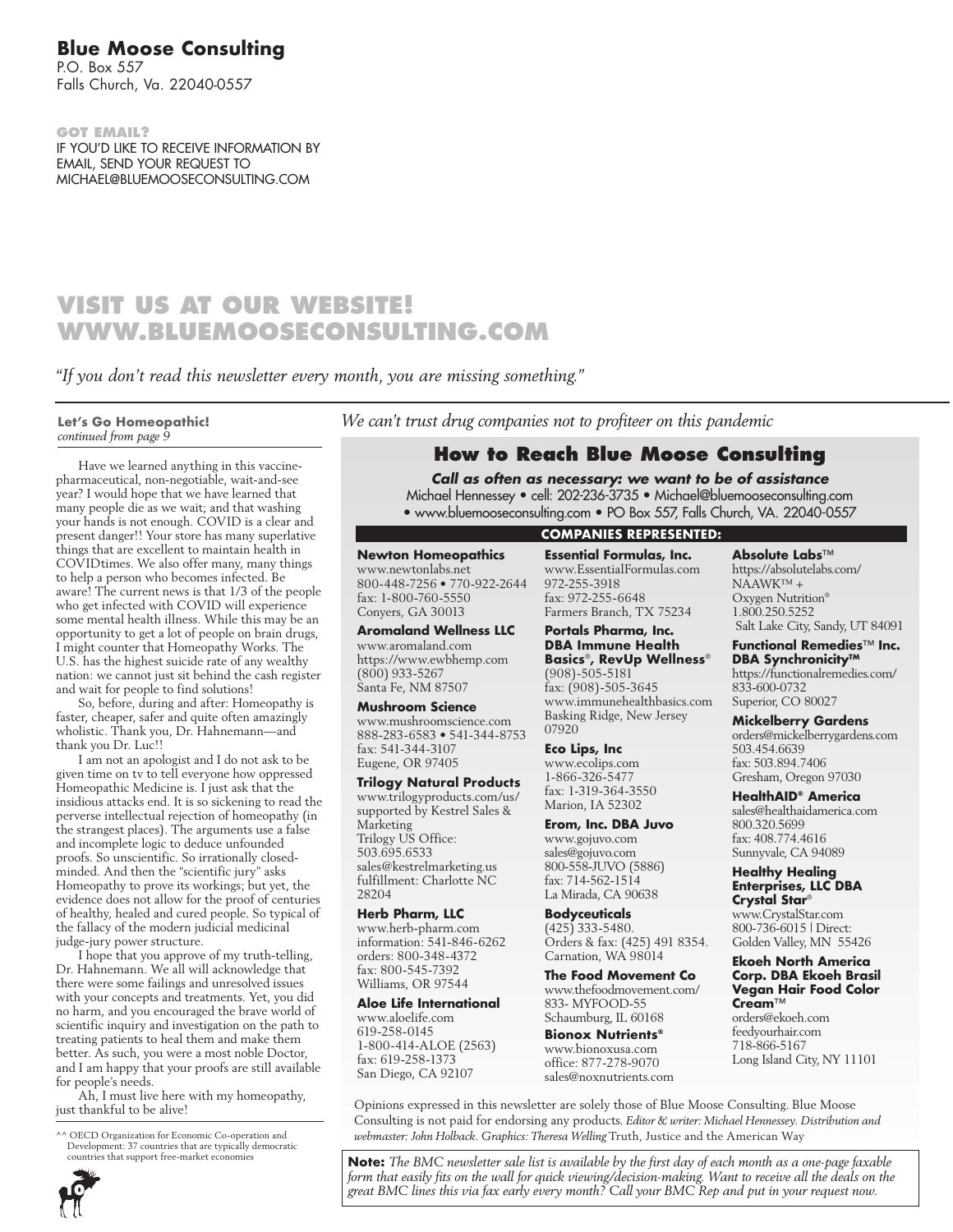## Blue Moose Consulting

P.O. Box 557
Falls Church, Va. 22040-0557

**GOT EMAIL?**
IF YOU'D LIKE TO RECEIVE INFORMATION BY EMAIL, SEND YOUR REQUEST TO MICHAEL@BLUEMOOSECONSULTING.COM

## VISIT US AT OUR WEBSITE! WWW.BLUEMOOSECONSULTING.COM

*"If you don't read this newsletter every month, you are missing something."*

**Let's Go Homeopathic!**
*continued from page 9*

*We can't trust drug companies not to profiteer on this pandemic*

Have we learned anything in this vaccine-pharmaceutical, non-negotiable, wait-and-see year? I would hope that we have learned that many people die as we wait; and that washing your hands is not enough. COVID is a clear and present danger!! Your store has many superlative things that are excellent to maintain health in COVIDtimes. We also offer many, many things to help a person who becomes infected. Be aware! The current news is that 1/3 of the people who get infected with COVID will experience some mental health illness. While this may be an opportunity to get a lot of people on brain drugs, I might counter that Homeopathy Works. The U.S. has the highest suicide rate of any wealthy nation: we cannot just sit behind the cash register and wait for people to find solutions!

So, before, during and after: Homeopathy is faster, cheaper, safer and quite often amazingly wholistic. Thank you, Dr. Hahnemann—and thank you Dr. Luc!!

I am not an apologist and I do not ask to be given time on tv to tell everyone how oppressed Homeopathic Medicine is. I just ask that the insidious attacks end. It is so sickening to read the perverse intellectual rejection of homeopathy (in the strangest places). The arguments use a false and incomplete logic to deduce unfounded proofs. So unscientific. So irrationally closed-minded. And then the "scientific jury" asks Homeopathy to prove its workings; but yet, the evidence does not allow for the proof of centuries of healthy, healed and cured people. So typical of the fallacy of the modern judicial medicinal judge-jury power structure.

I hope that you approve of my truth-telling, Dr. Hahnemann. We all will acknowledge that there were some failings and unresolved issues with your concepts and treatments. Yet, you did no harm, and you encouraged the brave world of scientific inquiry and investigation on the path to treating patients to heal them and make them better. As such, you were a most noble Doctor, and I am happy that your proofs are still available for people's needs.

Ah, I must live here with my homeopathy, just thankful to be alive!

^^ OECD Organization for Economic Co-operation and Development: 37 countries that are typically democratic countries that support free-market economies

## How to Reach Blue Moose Consulting

***Call as often as necessary: we want to be of assistance***
Michael Hennessey • cell: 202-236-3735 • Michael@bluemooseconsulting.com
• www.bluemooseconsulting.com • PO Box 557, Falls Church, VA. 22040-0557

**COMPANIES REPRESENTED:**

**Newton Homeopathics**
www.newtonlabs.net
800-448-7256 • 770-922-2644
fax: 1-800-760-5550
Conyers, GA 30013

**Aromaland Wellness LLC**
www.aromaland.com
https://www.ewbhemp.com
(800) 933-5267
Santa Fe, NM 87507

**Mushroom Science**
www.mushroomscience.com
888-283-6583 • 541-344-8753
fax: 541-344-3107
Eugene, OR 97405

**Trilogy Natural Products**
www.trilogyproducts.com/us/
supported by Kestrel Sales & Marketing
Trilogy US Office: 503.695.6533
sales@kestrelmarketing.us
fulfillment: Charlotte NC 28204

**Herb Pharm, LLC**
www.herb-pharm.com
information: 541-846-6262
orders: 800-348-4372
fax: 800-545-7392
Williams, OR 97544

**Aloe Life International**
www.aloelife.com
619-258-0145
1-800-414-ALOE (2563)
fax: 619-258-1373
San Diego, CA 92107

**Essential Formulas, Inc.**
www.EssentialFormulas.com
972-255-3918
fax: 972-255-6648
Farmers Branch, TX 75234

**Portals Pharma, Inc. DBA Immune Health Basics®, RevUp Wellness®**
(908)-505-5181
fax: (908)-505-3645
www.immunehealthbasics.com
Basking Ridge, New Jersey 07920

**Eco Lips, Inc**
www.ecolips.com
1-866-326-5477
fax: 1-319-364-3550
Marion, IA 52302

**Erom, Inc. DBA Juvo**
www.gojuvo.com
sales@gojuvo.com
800-558-JUVO (5886)
fax: 714-562-1514
La Mirada, CA 90638

**Bodyceuticals**
(425) 333-5480.
Orders & fax: (425) 491 8354.
Carnation, WA 98014

**The Food Movement Co**
www.thefoodmovement.com/
833- MYFOOD-55
Schaumburg, IL 60168

**Bionox Nutrients®**
www.bionoxusa.com
office: 877-278-9070
sales@noxnutrients.com

**Absolute Labs™**
https://absolutelabs.com/
NAAWK™ + Oxygen Nutrition®
1.800.250.5252
Salt Lake City, Sandy, UT 84091

**Functional Remedies™ Inc. DBA Synchronicity™**
https://functionalremedies.com/
833-600-0732
Superior, CO 80027

**Mickelberry Gardens**
orders@mickelberrygardens.com
503.454.6639
fax: 503.894.7406
Gresham, Oregon 97030

**HealthAID® America**
sales@healthaidamerica.com
800.320.5699
fax: 408.774.4616
Sunnyvale, CA 94089

**Healthy Healing Enterprises, LLC DBA Crystal Star®**
www.CrystalStar.com
800-736-6015 | Direct:
Golden Valley, MN 55426

**Ekoeh North America Corp. DBA Ekoeh Brasil Vegan Hair Food Color Cream™**
orders@ekoeh.com
feedyourhair.com
718-866-5167
Long Island City, NY 11101

Opinions expressed in this newsletter are solely those of Blue Moose Consulting. Blue Moose Consulting is not paid for endorsing any products. *Editor & writer: Michael Hennessey. Distribution and webmaster: John Holback. Graphics: Theresa Welling* Truth, Justice and the American Way

**Note:** *The BMC newsletter sale list is available by the first day of each month as a one-page faxable form that easily fits on the wall for quick viewing/decision-making. Want to receive all the deals on the great BMC lines this via fax early every month? Call your BMC Rep and put in your request now.*